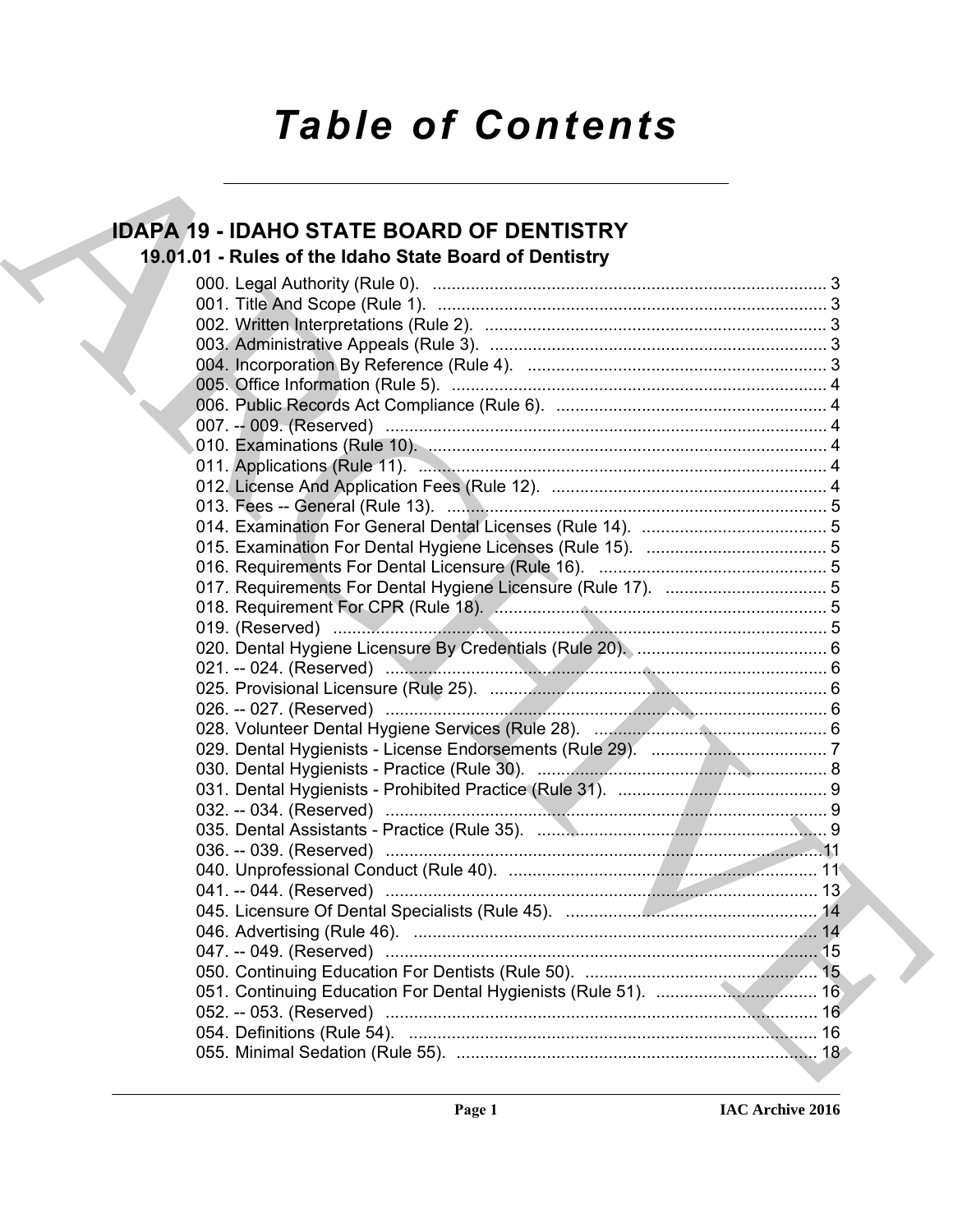# Table of Contents

## IDAPA 19 - IDAHO STATE BOARD OF DENTISTRY

### 19.01.01 - Rules of the Idaho State Board of Dentistry

000. Legal Authority (Rule 0). ........ 3
001. Title And Scope (Rule 1). ........ 3
002. Written Interpretations (Rule 2). ........ 3
003. Administrative Appeals (Rule 3). ........ 3
004. Incorporation By Reference (Rule 4). ........ 3
005. Office Information (Rule 5). ........ 4
006. Public Records Act Compliance (Rule 6). ........ 4
007. -- 009. (Reserved) ........ 4
010. Examinations (Rule 10). ........ 4
011. Applications (Rule 11). ........ 4
012. License And Application Fees (Rule 12). ........ 4
013. Fees -- General (Rule 13). ........ 5
014. Examination For General Dental Licenses (Rule 14). ........ 5
015. Examination For Dental Hygiene Licenses (Rule 15). ........ 5
016. Requirements For Dental Licensure (Rule 16). ........ 5
017. Requirements For Dental Hygiene Licensure (Rule 17). ........ 5
018. Requirement For CPR (Rule 18). ........ 5
019. (Reserved) ........ 5
020. Dental Hygiene Licensure By Credentials (Rule 20). ........ 6
021. -- 024. (Reserved) ........ 6
025. Provisional Licensure (Rule 25). ........ 6
026. -- 027. (Reserved) ........ 6
028. Volunteer Dental Hygiene Services (Rule 28). ........ 6
029. Dental Hygienists - License Endorsements (Rule 29). ........ 7
030. Dental Hygienists - Practice (Rule 30). ........ 8
031. Dental Hygienists - Prohibited Practice (Rule 31). ........ 9
032. -- 034. (Reserved) ........ 9
035. Dental Assistants - Practice (Rule 35). ........ 9
036. -- 039. (Reserved) ........ 11
040. Unprofessional Conduct (Rule 40). ........ 11
041. -- 044. (Reserved) ........ 13
045. Licensure Of Dental Specialists (Rule 45). ........ 14
046. Advertising (Rule 46). ........ 14
047. -- 049. (Reserved) ........ 15
050. Continuing Education For Dentists (Rule 50). ........ 15
051. Continuing Education For Dental Hygienists (Rule 51). ........ 16
052. -- 053. (Reserved) ........ 16
054. Definitions (Rule 54). ........ 16
055. Minimal Sedation (Rule 55). ........ 18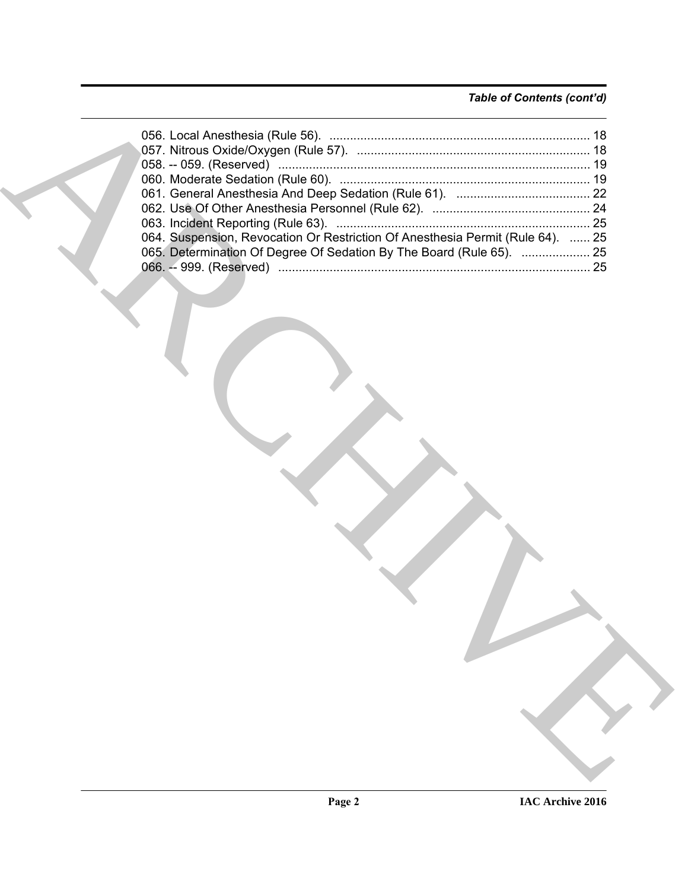*Table of Contents (cont'd)*

056. Local Anesthesia (Rule 56). ........................................................................... 18
057. Nitrous Oxide/Oxygen (Rule 57). ................................................................... 18
058. -- 059. (Reserved) .......................................................................................... 19
060. Moderate Sedation (Rule 60). ......................................................................... 19
061. General Anesthesia And Deep Sedation (Rule 61). ....................................... 22
062. Use Of Other Anesthesia Personnel (Rule 62). ............................................. 24
063. Incident Reporting (Rule 63). ......................................................................... 25
064. Suspension, Revocation Or Restriction Of Anesthesia Permit (Rule 64). ...... 25
065. Determination Of Degree Of Sedation By The Board (Rule 65). .................... 25
066. -- 999. (Reserved) .......................................................................................... 25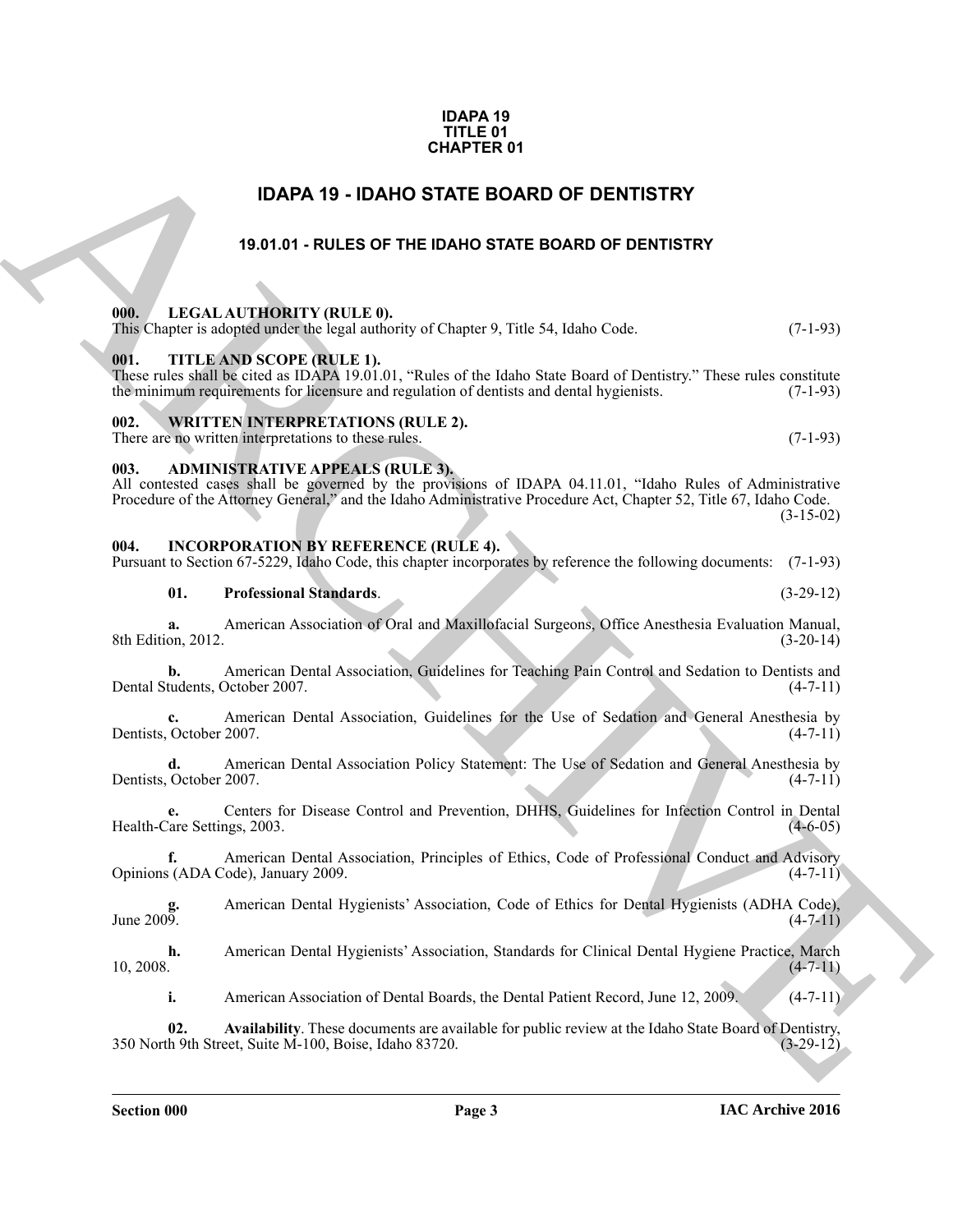**IDAPA 19**
**TITLE 01**
**CHAPTER 01**

# IDAPA 19 - IDAHO STATE BOARD OF DENTISTRY

## 19.01.01 - RULES OF THE IDAHO STATE BOARD OF DENTISTRY

### 000. LEGAL AUTHORITY (RULE 0).

This Chapter is adopted under the legal authority of Chapter 9, Title 54, Idaho Code. (7-1-93)

### 001. TITLE AND SCOPE (RULE 1).

These rules shall be cited as IDAPA 19.01.01, "Rules of the Idaho State Board of Dentistry." These rules constitute the minimum requirements for licensure and regulation of dentists and dental hygienists. (7-1-93)

### 002. WRITTEN INTERPRETATIONS (RULE 2).

There are no written interpretations to these rules. (7-1-93)

### 003. ADMINISTRATIVE APPEALS (RULE 3).

All contested cases shall be governed by the provisions of IDAPA 04.11.01, "Idaho Rules of Administrative Procedure of the Attorney General," and the Idaho Administrative Procedure Act, Chapter 52, Title 67, Idaho Code. (3-15-02)

### 004. INCORPORATION BY REFERENCE (RULE 4).

Pursuant to Section 67-5229, Idaho Code, this chapter incorporates by reference the following documents: (7-1-93)

**01. Professional Standards**. (3-29-12)

**a.** American Association of Oral and Maxillofacial Surgeons, Office Anesthesia Evaluation Manual, 8th Edition, 2012. (3-20-14)

**b.** American Dental Association, Guidelines for Teaching Pain Control and Sedation to Dentists and Dental Students, October 2007. (4-7-11)

**c.** American Dental Association, Guidelines for the Use of Sedation and General Anesthesia by Dentists, October 2007. (4-7-11)

**d.** American Dental Association Policy Statement: The Use of Sedation and General Anesthesia by Dentists, October 2007. (4-7-11)

**e.** Centers for Disease Control and Prevention, DHHS, Guidelines for Infection Control in Dental Health-Care Settings, 2003. (4-6-05)

**f.** American Dental Association, Principles of Ethics, Code of Professional Conduct and Advisory Opinions (ADA Code), January 2009. (4-7-11)

**g.** American Dental Hygienists' Association, Code of Ethics for Dental Hygienists (ADHA Code), June 2009. (4-7-11)

**h.** American Dental Hygienists' Association, Standards for Clinical Dental Hygiene Practice, March 10, 2008. (4-7-11)

**i.** American Association of Dental Boards, the Dental Patient Record, June 12, 2009. (4-7-11)

**02. Availability**. These documents are available for public review at the Idaho State Board of Dentistry, 350 North 9th Street, Suite M-100, Boise, Idaho 83720. (3-29-12)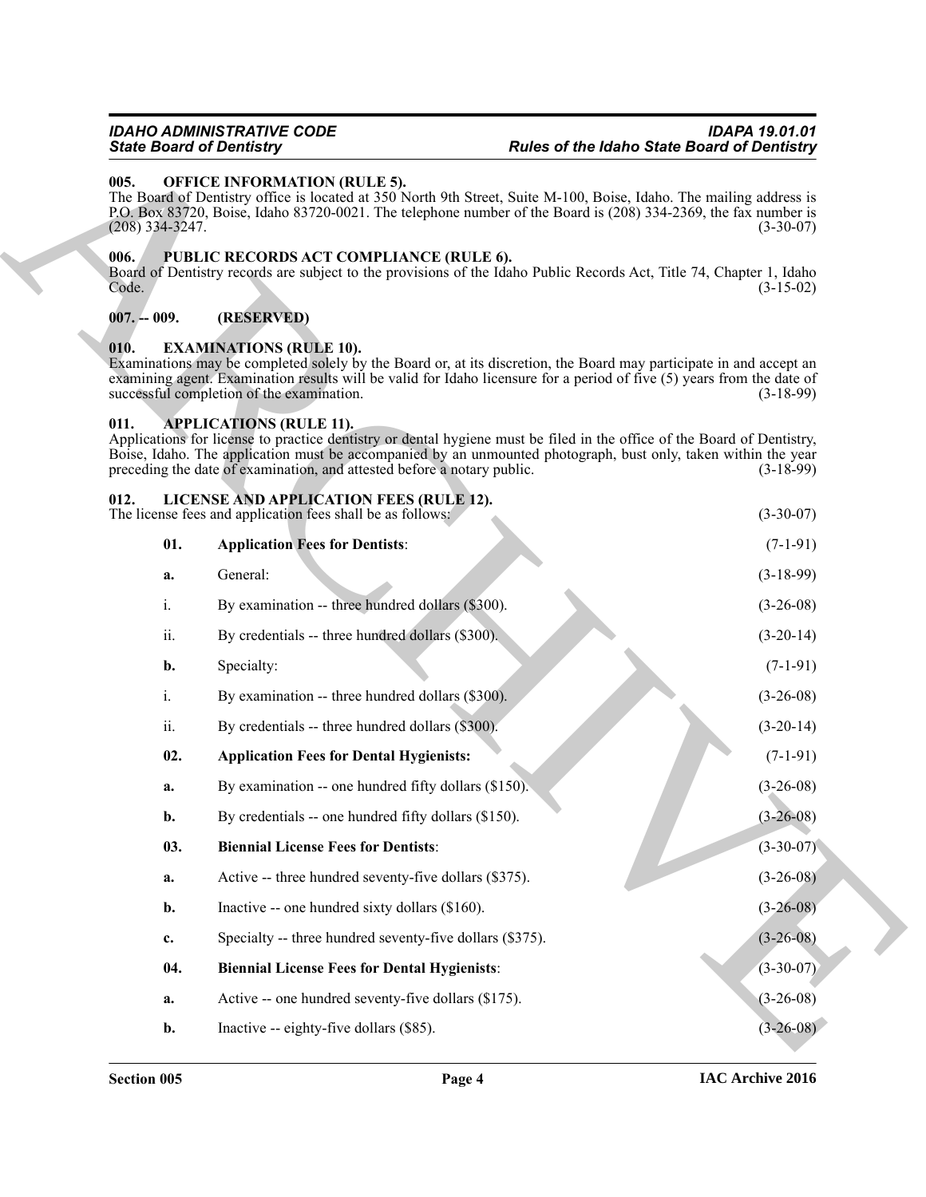**005. OFFICE INFORMATION (RULE 5).**

The Board of Dentistry office is located at 350 North 9th Street, Suite M-100, Boise, Idaho. The mailing address is P.O. Box 83720, Boise, Idaho 83720-0021. The telephone number of the Board is (208) 334-2369, the fax number is (208) 334-3247. (3-30-07)

**006. PUBLIC RECORDS ACT COMPLIANCE (RULE 6).**

Board of Dentistry records are subject to the provisions of the Idaho Public Records Act, Title 74, Chapter 1, Idaho Code. (3-15-02)

**007. -- 009. (RESERVED)**

**010. EXAMINATIONS (RULE 10).**

Examinations may be completed solely by the Board or, at its discretion, the Board may participate in and accept an examining agent. Examination results will be valid for Idaho licensure for a period of five (5) years from the date of successful completion of the examination. (3-18-99)

**011. APPLICATIONS (RULE 11).**

Applications for license to practice dentistry or dental hygiene must be filed in the office of the Board of Dentistry, Boise, Idaho. The application must be accompanied by an unmounted photograph, bust only, taken within the year preceding the date of examination, and attested before a notary public. (3-18-99)

**012. LICENSE AND APPLICATION FEES (RULE 12).**

The license fees and application fees shall be as follows: (3-30-07)

**01. Application Fees for Dentists**: (7-1-91)

**a.** General: (3-18-99)

i. By examination -- three hundred dollars ($300). (3-26-08)

ii. By credentials -- three hundred dollars ($300). (3-20-14)

**b.** Specialty: (7-1-91)

i. By examination -- three hundred dollars ($300). (3-26-08)

ii. By credentials -- three hundred dollars ($300). (3-20-14)

**02. Application Fees for Dental Hygienists:** (7-1-91)

**a.** By examination -- one hundred fifty dollars ($150). (3-26-08)

**b.** By credentials -- one hundred fifty dollars ($150). (3-26-08)

**03. Biennial License Fees for Dentists**: (3-30-07)

**a.** Active -- three hundred seventy-five dollars ($375). (3-26-08)

**b.** Inactive -- one hundred sixty dollars ($160). (3-26-08)

**c.** Specialty -- three hundred seventy-five dollars ($375). (3-26-08)

**04. Biennial License Fees for Dental Hygienists**: (3-30-07)

**a.** Active -- one hundred seventy-five dollars ($175). (3-26-08)

**b.** Inactive -- eighty-five dollars ($85). (3-26-08)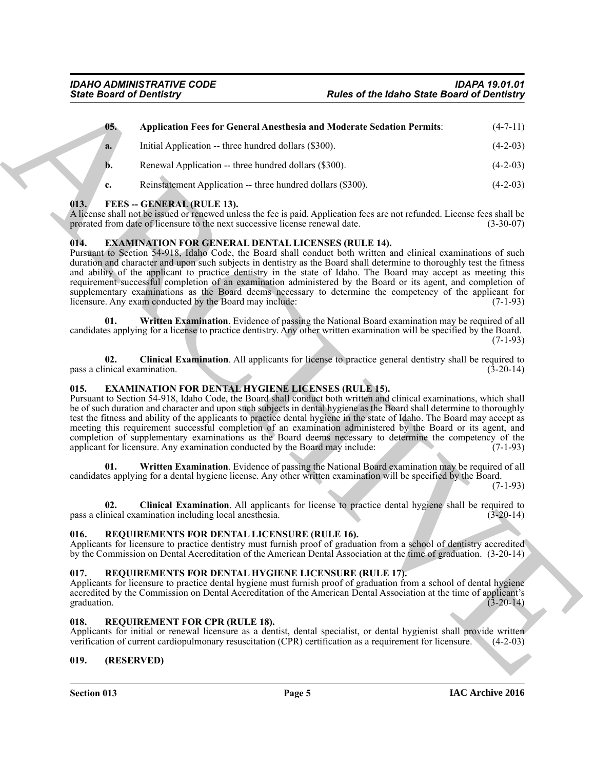**05. Application Fees for General Anesthesia and Moderate Sedation Permits**: (4-7-11)

**a.** Initial Application -- three hundred dollars ($300). (4-2-03)

**b.** Renewal Application -- three hundred dollars ($300). (4-2-03)

**c.** Reinstatement Application -- three hundred dollars ($300). (4-2-03)

## 013. FEES -- GENERAL (RULE 13).

A license shall not be issued or renewed unless the fee is paid. Application fees are not refunded. License fees shall be prorated from date of licensure to the next successive license renewal date. (3-30-07)

## 014. EXAMINATION FOR GENERAL DENTAL LICENSES (RULE 14).

Pursuant to Section 54-918, Idaho Code, the Board shall conduct both written and clinical examinations of such duration and character and upon such subjects in dentistry as the Board shall determine to thoroughly test the fitness and ability of the applicant to practice dentistry in the state of Idaho. The Board may accept as meeting this requirement successful completion of an examination administered by the Board or its agent, and completion of supplementary examinations as the Board deems necessary to determine the competency of the applicant for licensure. Any exam conducted by the Board may include: (7-1-93)

**01. Written Examination**. Evidence of passing the National Board examination may be required of all candidates applying for a license to practice dentistry. Any other written examination will be specified by the Board. (7-1-93)

**02. Clinical Examination**. All applicants for license to practice general dentistry shall be required to pass a clinical examination. (3-20-14)

## 015. EXAMINATION FOR DENTAL HYGIENE LICENSES (RULE 15).

Pursuant to Section 54-918, Idaho Code, the Board shall conduct both written and clinical examinations, which shall be of such duration and character and upon such subjects in dental hygiene as the Board shall determine to thoroughly test the fitness and ability of the applicants to practice dental hygiene in the state of Idaho. The Board may accept as meeting this requirement successful completion of an examination administered by the Board or its agent, and completion of supplementary examinations as the Board deems necessary to determine the competency of the applicant for licensure. Any examination conducted by the Board may include: (7-1-93)

**01. Written Examination**. Evidence of passing the National Board examination may be required of all candidates applying for a dental hygiene license. Any other written examination will be specified by the Board. (7-1-93)

**02. Clinical Examination**. All applicants for license to practice dental hygiene shall be required to pass a clinical examination including local anesthesia. (3-20-14)

## 016. REQUIREMENTS FOR DENTAL LICENSURE (RULE 16).

Applicants for licensure to practice dentistry must furnish proof of graduation from a school of dentistry accredited by the Commission on Dental Accreditation of the American Dental Association at the time of graduation. (3-20-14)

## 017. REQUIREMENTS FOR DENTAL HYGIENE LICENSURE (RULE 17).

Applicants for licensure to practice dental hygiene must furnish proof of graduation from a school of dental hygiene accredited by the Commission on Dental Accreditation of the American Dental Association at the time of applicant's graduation. (3-20-14)

## 018. REQUIREMENT FOR CPR (RULE 18).

Applicants for initial or renewal licensure as a dentist, dental specialist, or dental hygienist shall provide written verification of current cardiopulmonary resuscitation (CPR) certification as a requirement for licensure. (4-2-03)

## 019. (RESERVED)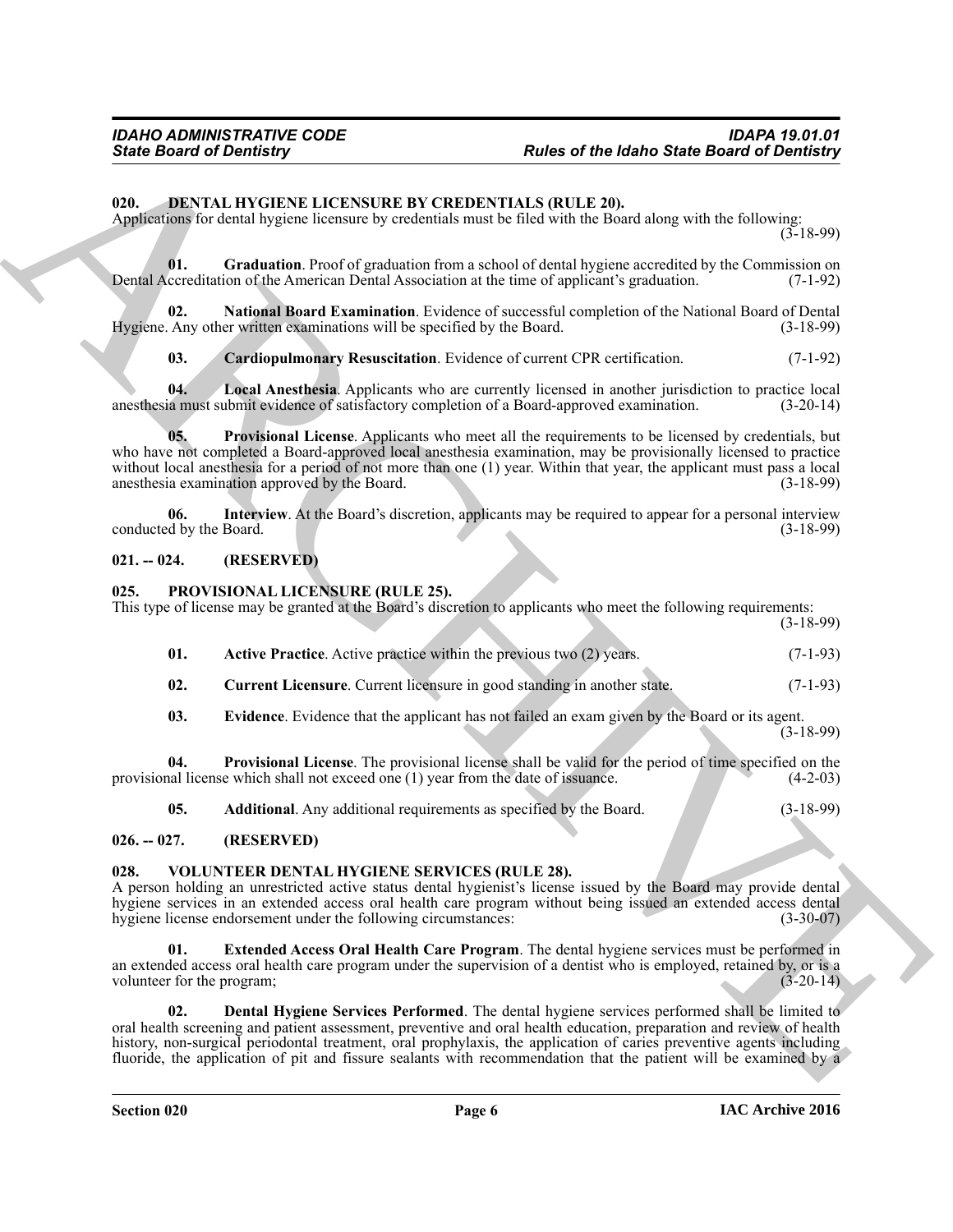## 020. DENTAL HYGIENE LICENSURE BY CREDENTIALS (RULE 20).

Applications for dental hygiene licensure by credentials must be filed with the Board along with the following: (3-18-99)

**01. Graduation**. Proof of graduation from a school of dental hygiene accredited by the Commission on Dental Accreditation of the American Dental Association at the time of applicant's graduation. (7-1-92)

**02. National Board Examination**. Evidence of successful completion of the National Board of Dental Hygiene. Any other written examinations will be specified by the Board. (3-18-99)

**03. Cardiopulmonary Resuscitation**. Evidence of current CPR certification. (7-1-92)

**04. Local Anesthesia**. Applicants who are currently licensed in another jurisdiction to practice local anesthesia must submit evidence of satisfactory completion of a Board-approved examination. (3-20-14)

**05. Provisional License**. Applicants who meet all the requirements to be licensed by credentials, but who have not completed a Board-approved local anesthesia examination, may be provisionally licensed to practice without local anesthesia for a period of not more than one (1) year. Within that year, the applicant must pass a local anesthesia examination approved by the Board. (3-18-99)

**06. Interview**. At the Board's discretion, applicants may be required to appear for a personal interview conducted by the Board. (3-18-99)

## 021. -- 024. (RESERVED)

## 025. PROVISIONAL LICENSURE (RULE 25).

This type of license may be granted at the Board's discretion to applicants who meet the following requirements: (3-18-99)

**01. Active Practice**. Active practice within the previous two (2) years. (7-1-93)

**02. Current Licensure**. Current licensure in good standing in another state. (7-1-93)

**03. Evidence**. Evidence that the applicant has not failed an exam given by the Board or its agent. (3-18-99)

**04. Provisional License**. The provisional license shall be valid for the period of time specified on the provisional license which shall not exceed one (1) year from the date of issuance. (4-2-03)

**05. Additional**. Any additional requirements as specified by the Board. (3-18-99)

## 026. -- 027. (RESERVED)

## 028. VOLUNTEER DENTAL HYGIENE SERVICES (RULE 28).

A person holding an unrestricted active status dental hygienist's license issued by the Board may provide dental hygiene services in an extended access oral health care program without being issued an extended access dental hygiene license endorsement under the following circumstances: (3-30-07)

**01. Extended Access Oral Health Care Program**. The dental hygiene services must be performed in an extended access oral health care program under the supervision of a dentist who is employed, retained by, or is a volunteer for the program; (3-20-14)

**02. Dental Hygiene Services Performed**. The dental hygiene services performed shall be limited to oral health screening and patient assessment, preventive and oral health education, preparation and review of health history, non-surgical periodontal treatment, oral prophylaxis, the application of caries preventive agents including fluoride, the application of pit and fissure sealants with recommendation that the patient will be examined by a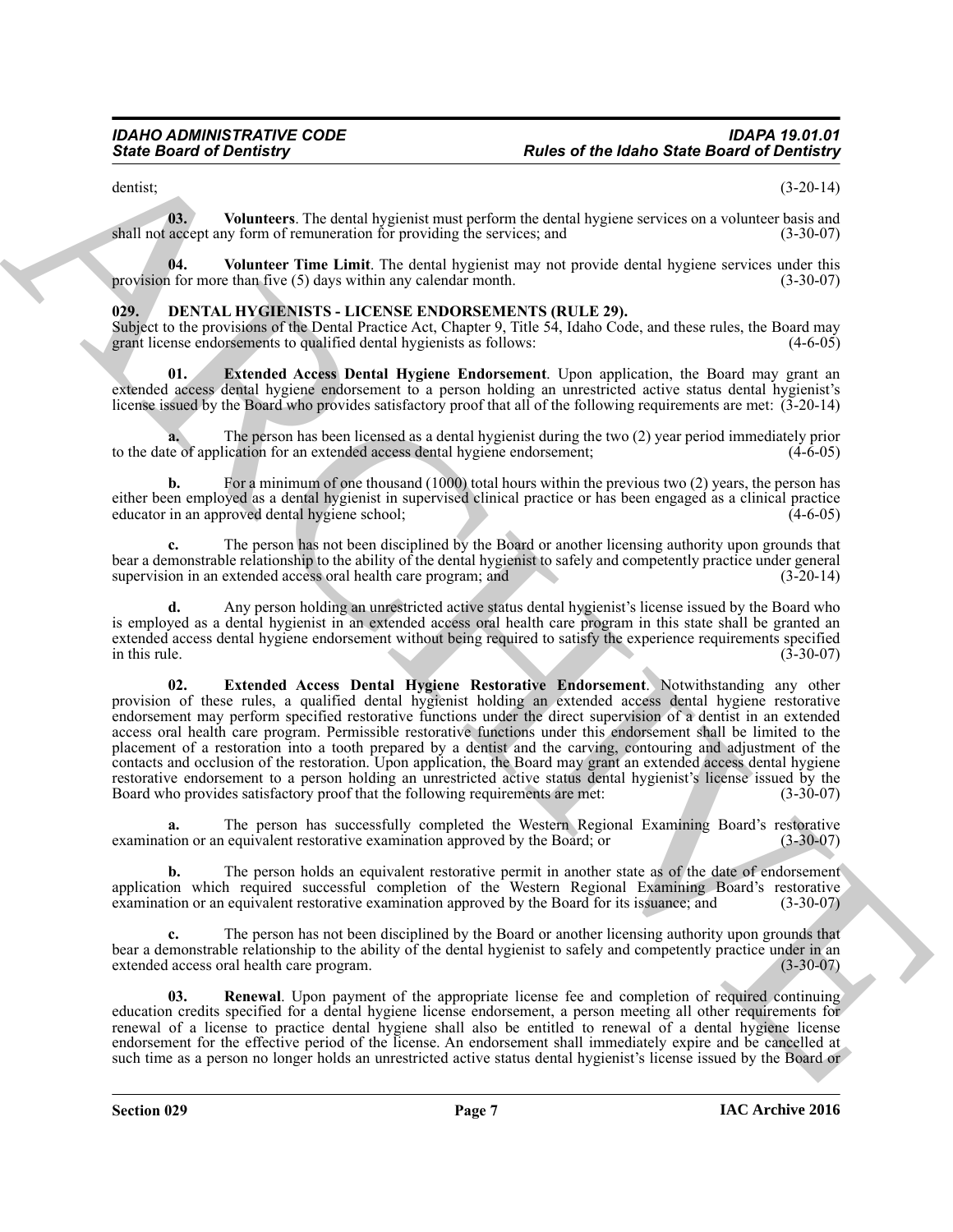dentist; (3-20-14)

**03. Volunteers**. The dental hygienist must perform the dental hygiene services on a volunteer basis and shall not accept any form of remuneration for providing the services; and (3-30-07)

**04. Volunteer Time Limit**. The dental hygienist may not provide dental hygiene services under this provision for more than five (5) days within any calendar month. (3-30-07)

## 029. DENTAL HYGIENISTS - LICENSE ENDORSEMENTS (RULE 29).

Subject to the provisions of the Dental Practice Act, Chapter 9, Title 54, Idaho Code, and these rules, the Board may grant license endorsements to qualified dental hygienists as follows: (4-6-05)

**01. Extended Access Dental Hygiene Endorsement**. Upon application, the Board may grant an extended access dental hygiene endorsement to a person holding an unrestricted active status dental hygienist's license issued by the Board who provides satisfactory proof that all of the following requirements are met: (3-20-14)

**a.** The person has been licensed as a dental hygienist during the two (2) year period immediately prior to the date of application for an extended access dental hygiene endorsement; (4-6-05)

**b.** For a minimum of one thousand (1000) total hours within the previous two (2) years, the person has either been employed as a dental hygienist in supervised clinical practice or has been engaged as a clinical practice educator in an approved dental hygiene school; (4-6-05)

**c.** The person has not been disciplined by the Board or another licensing authority upon grounds that bear a demonstrable relationship to the ability of the dental hygienist to safely and competently practice under general supervision in an extended access oral health care program; and (3-20-14)

**d.** Any person holding an unrestricted active status dental hygienist's license issued by the Board who is employed as a dental hygienist in an extended access oral health care program in this state shall be granted an extended access dental hygiene endorsement without being required to satisfy the experience requirements specified in this rule. (3-30-07)

**02. Extended Access Dental Hygiene Restorative Endorsement**. Notwithstanding any other provision of these rules, a qualified dental hygienist holding an extended access dental hygiene restorative endorsement may perform specified restorative functions under the direct supervision of a dentist in an extended access oral health care program. Permissible restorative functions under this endorsement shall be limited to the placement of a restoration into a tooth prepared by a dentist and the carving, contouring and adjustment of the contacts and occlusion of the restoration. Upon application, the Board may grant an extended access dental hygiene restorative endorsement to a person holding an unrestricted active status dental hygienist's license issued by the Board who provides satisfactory proof that the following requirements are met: (3-30-07)

**a.** The person has successfully completed the Western Regional Examining Board's restorative examination or an equivalent restorative examination approved by the Board; or (3-30-07)

**b.** The person holds an equivalent restorative permit in another state as of the date of endorsement application which required successful completion of the Western Regional Examining Board's restorative examination or an equivalent restorative examination approved by the Board for its issuance; and (3-30-07)

**c.** The person has not been disciplined by the Board or another licensing authority upon grounds that bear a demonstrable relationship to the ability of the dental hygienist to safely and competently practice under in an extended access oral health care program. (3-30-07)

**03. Renewal**. Upon payment of the appropriate license fee and completion of required continuing education credits specified for a dental hygiene license endorsement, a person meeting all other requirements for renewal of a license to practice dental hygiene shall also be entitled to renewal of a dental hygiene license endorsement for the effective period of the license. An endorsement shall immediately expire and be cancelled at such time as a person no longer holds an unrestricted active status dental hygienist's license issued by the Board or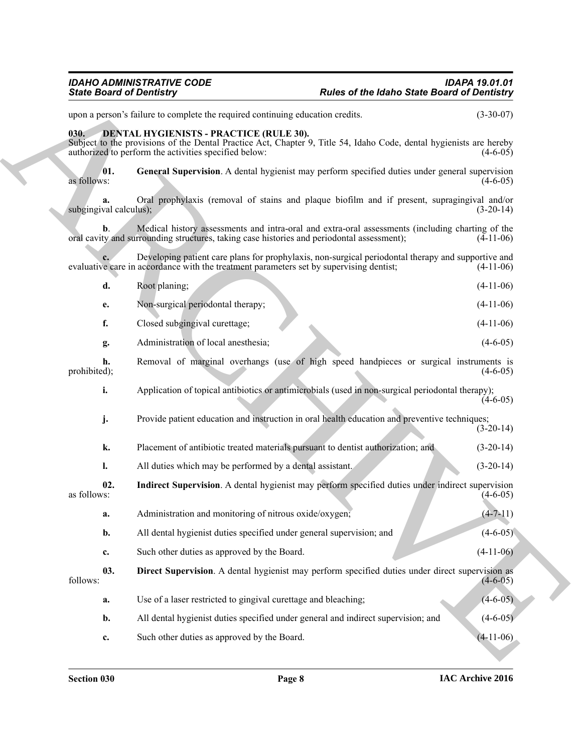upon a person's failure to complete the required continuing education credits. (3-30-07)

## 030. DENTAL HYGIENISTS - PRACTICE (RULE 30).

Subject to the provisions of the Dental Practice Act, Chapter 9, Title 54, Idaho Code, dental hygienists are hereby authorized to perform the activities specified below: (4-6-05)

**01. General Supervision**. A dental hygienist may perform specified duties under general supervision as follows: (4-6-05)

**a.** Oral prophylaxis (removal of stains and plaque biofilm and if present, supragingival and/or subgingival calculus); (3-20-14)

**b**. Medical history assessments and intra-oral and extra-oral assessments (including charting of the oral cavity and surrounding structures, taking case histories and periodontal assessment); (4-11-06)

**c.** Developing patient care plans for prophylaxis, non-surgical periodontal therapy and supportive and evaluative care in accordance with the treatment parameters set by supervising dentist; (4-11-06)

**d.** Root planing; (4-11-06)

**e.** Non-surgical periodontal therapy; (4-11-06)

**f.** Closed subgingival curettage; (4-11-06)

**g.** Administration of local anesthesia; (4-6-05)

**h.** Removal of marginal overhangs (use of high speed handpieces or surgical instruments is prohibited); (4-6-05)

**i.** Application of topical antibiotics or antimicrobials (used in non-surgical periodontal therapy); (4-6-05)

**j.** Provide patient education and instruction in oral health education and preventive techniques; (3-20-14)

**k.** Placement of antibiotic treated materials pursuant to dentist authorization; and (3-20-14)

**l.** All duties which may be performed by a dental assistant. (3-20-14)

**02. Indirect Supervision**. A dental hygienist may perform specified duties under indirect supervision as follows: (4-6-05)

**a.** Administration and monitoring of nitrous oxide/oxygen; (4-7-11)

**b.** All dental hygienist duties specified under general supervision; and (4-6-05)

**c.** Such other duties as approved by the Board. (4-11-06)

**03. Direct Supervision**. A dental hygienist may perform specified duties under direct supervision as follows: (4-6-05)

**a.** Use of a laser restricted to gingival curettage and bleaching; (4-6-05)

**b.** All dental hygienist duties specified under general and indirect supervision; and (4-6-05)

**c.** Such other duties as approved by the Board. (4-11-06)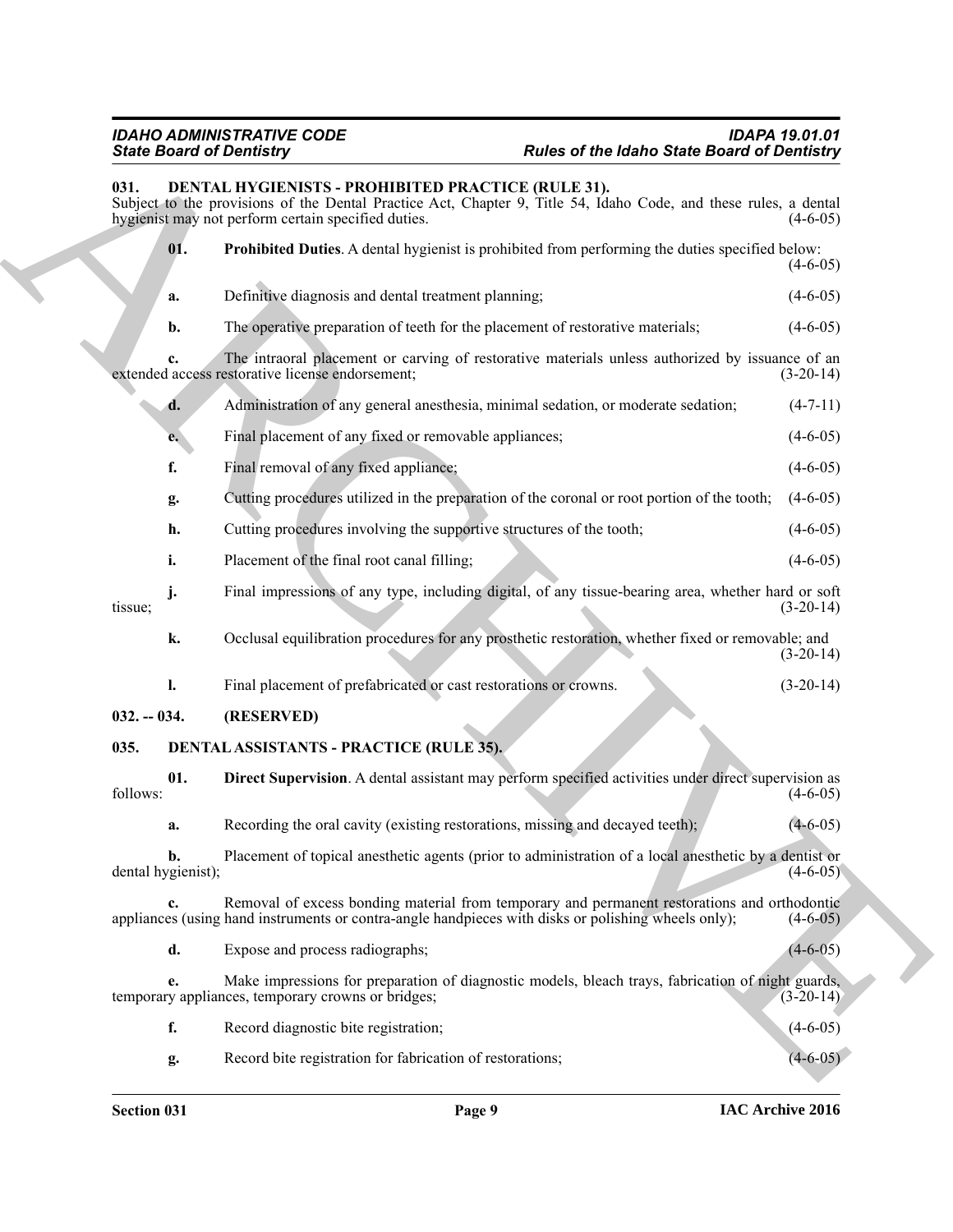### 031. DENTAL HYGIENISTS - PROHIBITED PRACTICE (RULE 31).

Subject to the provisions of the Dental Practice Act, Chapter 9, Title 54, Idaho Code, and these rules, a dental hygienist may not perform certain specified duties. (4-6-05)

**01. Prohibited Duties**. A dental hygienist is prohibited from performing the duties specified below: (4-6-05)

**a.** Definitive diagnosis and dental treatment planning; (4-6-05)

**b.** The operative preparation of teeth for the placement of restorative materials; (4-6-05)

**c.** The intraoral placement or carving of restorative materials unless authorized by issuance of an extended access restorative license endorsement; (3-20-14)

**d.** Administration of any general anesthesia, minimal sedation, or moderate sedation; (4-7-11)

**e.** Final placement of any fixed or removable appliances; (4-6-05)

**f.** Final removal of any fixed appliance; (4-6-05)

**g.** Cutting procedures utilized in the preparation of the coronal or root portion of the tooth; (4-6-05)

**h.** Cutting procedures involving the supportive structures of the tooth; (4-6-05)

**i.** Placement of the final root canal filling; (4-6-05)

**j.** Final impressions of any type, including digital, of any tissue-bearing area, whether hard or soft tissue; (3-20-14)

**k.** Occlusal equilibration procedures for any prosthetic restoration, whether fixed or removable; and (3-20-14)

**l.** Final placement of prefabricated or cast restorations or crowns. (3-20-14)

### 032. -- 034. (RESERVED)

### 035. DENTAL ASSISTANTS - PRACTICE (RULE 35).

**01. Direct Supervision**. A dental assistant may perform specified activities under direct supervision as follows: (4-6-05)

**a.** Recording the oral cavity (existing restorations, missing and decayed teeth); (4-6-05)

**b.** Placement of topical anesthetic agents (prior to administration of a local anesthetic by a dentist or dental hygienist); (4-6-05)

**c.** Removal of excess bonding material from temporary and permanent restorations and orthodontic appliances (using hand instruments or contra-angle handpieces with disks or polishing wheels only); (4-6-05)

**d.** Expose and process radiographs; (4-6-05)

**e.** Make impressions for preparation of diagnostic models, bleach trays, fabrication of night guards, temporary appliances, temporary crowns or bridges; (3-20-14)

**f.** Record diagnostic bite registration; (4-6-05)

**g.** Record bite registration for fabrication of restorations; (4-6-05)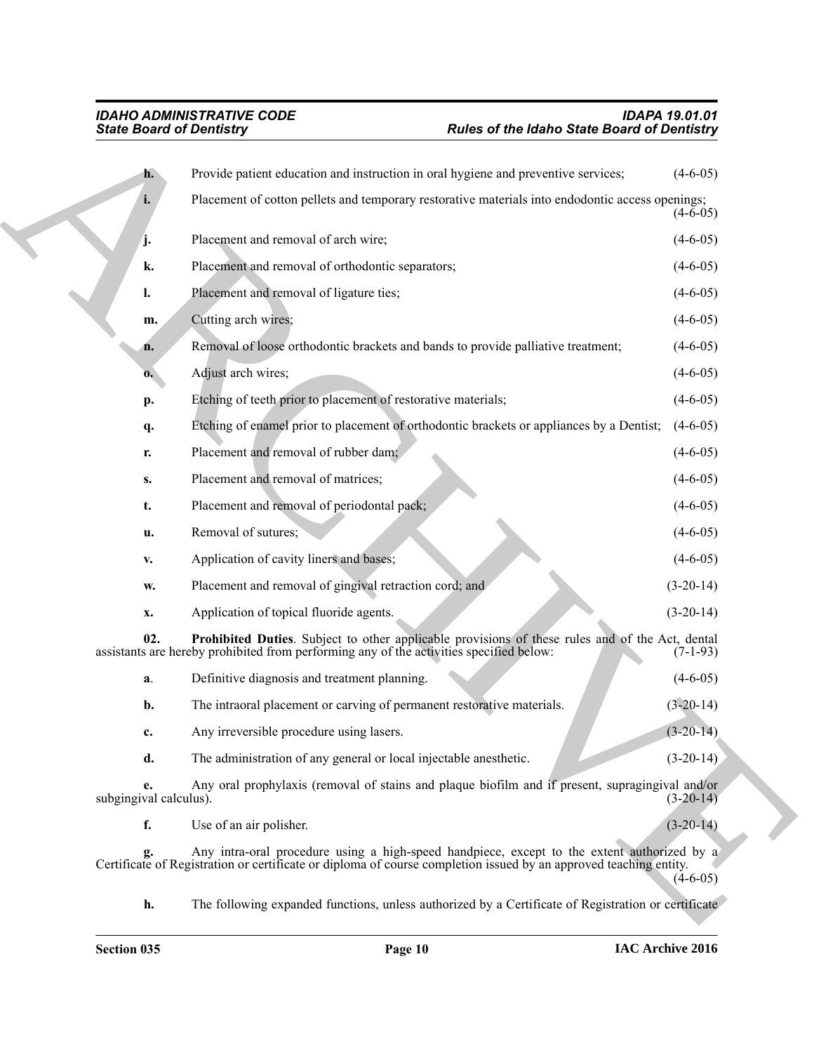**h.** Provide patient education and instruction in oral hygiene and preventive services; (4-6-05)

**i.** Placement of cotton pellets and temporary restorative materials into endodontic access openings; (4-6-05)

**j.** Placement and removal of arch wire; (4-6-05)

**k.** Placement and removal of orthodontic separators; (4-6-05)

**l.** Placement and removal of ligature ties; (4-6-05)

**m.** Cutting arch wires; (4-6-05)

**n.** Removal of loose orthodontic brackets and bands to provide palliative treatment; (4-6-05)

**o.** Adjust arch wires; (4-6-05)

**p.** Etching of teeth prior to placement of restorative materials; (4-6-05)

**q.** Etching of enamel prior to placement of orthodontic brackets or appliances by a Dentist; (4-6-05)

**r.** Placement and removal of rubber dam; (4-6-05)

**s.** Placement and removal of matrices; (4-6-05)

**t.** Placement and removal of periodontal pack; (4-6-05)

**u.** Removal of sutures; (4-6-05)

**v.** Application of cavity liners and bases; (4-6-05)

**w.** Placement and removal of gingival retraction cord; and (3-20-14)

**x.** Application of topical fluoride agents. (3-20-14)

**02. Prohibited Duties**. Subject to other applicable provisions of these rules and of the Act, dental assistants are hereby prohibited from performing any of the activities specified below: (7-1-93)

**a**. Definitive diagnosis and treatment planning. (4-6-05)

**b.** The intraoral placement or carving of permanent restorative materials. (3-20-14)

**c.** Any irreversible procedure using lasers. (3-20-14)

**d.** The administration of any general or local injectable anesthetic. (3-20-14)

**e.** Any oral prophylaxis (removal of stains and plaque biofilm and if present, supragingival and/or subgingival calculus). (3-20-14)

**f.** Use of an air polisher. (3-20-14)

**g.** Any intra-oral procedure using a high-speed handpiece, except to the extent authorized by a Certificate of Registration or certificate or diploma of course completion issued by an approved teaching entity. (4-6-05)

**h.** The following expanded functions, unless authorized by a Certificate of Registration or certificate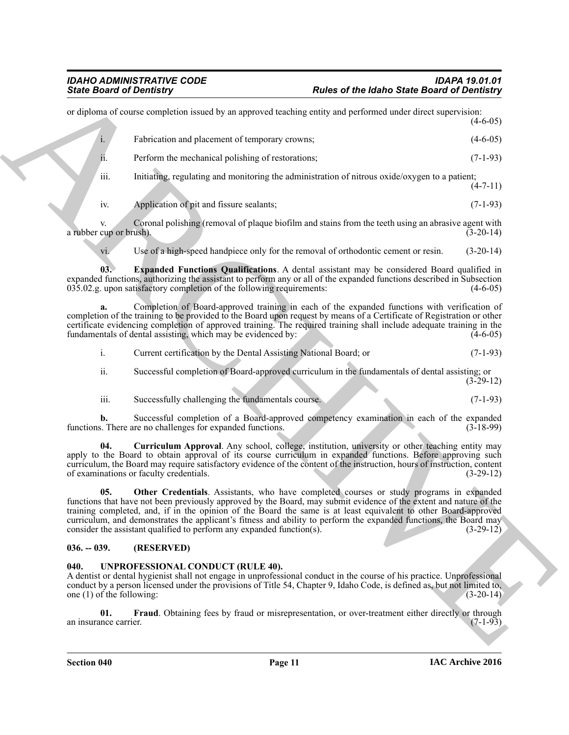or diploma of course completion issued by an approved teaching entity and performed under direct supervision: (4-6-05)

i. Fabrication and placement of temporary crowns; (4-6-05)

ii. Perform the mechanical polishing of restorations; (7-1-93)

iii. Initiating, regulating and monitoring the administration of nitrous oxide/oxygen to a patient; (4-7-11)

iv. Application of pit and fissure sealants; (7-1-93)

v. Coronal polishing (removal of plaque biofilm and stains from the teeth using an abrasive agent with a rubber cup or brush). (3-20-14)

vi. Use of a high-speed handpiece only for the removal of orthodontic cement or resin. (3-20-14)

**03. Expanded Functions Qualifications**. A dental assistant may be considered Board qualified in expanded functions, authorizing the assistant to perform any or all of the expanded functions described in Subsection 035.02.g. upon satisfactory completion of the following requirements: (4-6-05)

**a.** Completion of Board-approved training in each of the expanded functions with verification of completion of the training to be provided to the Board upon request by means of a Certificate of Registration or other certificate evidencing completion of approved training. The required training shall include adequate training in the fundamentals of dental assisting, which may be evidenced by: (4-6-05)

i. Current certification by the Dental Assisting National Board; or (7-1-93)

ii. Successful completion of Board-approved curriculum in the fundamentals of dental assisting; or (3-29-12)

iii. Successfully challenging the fundamentals course. (7-1-93)

**b.** Successful completion of a Board-approved competency examination in each of the expanded functions. There are no challenges for expanded functions. (3-18-99)

**04. Curriculum Approval**. Any school, college, institution, university or other teaching entity may apply to the Board to obtain approval of its course curriculum in expanded functions. Before approving such curriculum, the Board may require satisfactory evidence of the content of the instruction, hours of instruction, content of examinations or faculty credentials. (3-29-12)

**05. Other Credentials**. Assistants, who have completed courses or study programs in expanded functions that have not been previously approved by the Board, may submit evidence of the extent and nature of the training completed, and, if in the opinion of the Board the same is at least equivalent to other Board-approved curriculum, and demonstrates the applicant's fitness and ability to perform the expanded functions, the Board may consider the assistant qualified to perform any expanded function(s). (3-29-12)

## 036. -- 039. (RESERVED)

## 040. UNPROFESSIONAL CONDUCT (RULE 40).

A dentist or dental hygienist shall not engage in unprofessional conduct in the course of his practice. Unprofessional conduct by a person licensed under the provisions of Title 54, Chapter 9, Idaho Code, is defined as, but not limited to, one (1) of the following: (3-20-14)

**01. Fraud**. Obtaining fees by fraud or misrepresentation, or over-treatment either directly or through an insurance carrier. (7-1-93)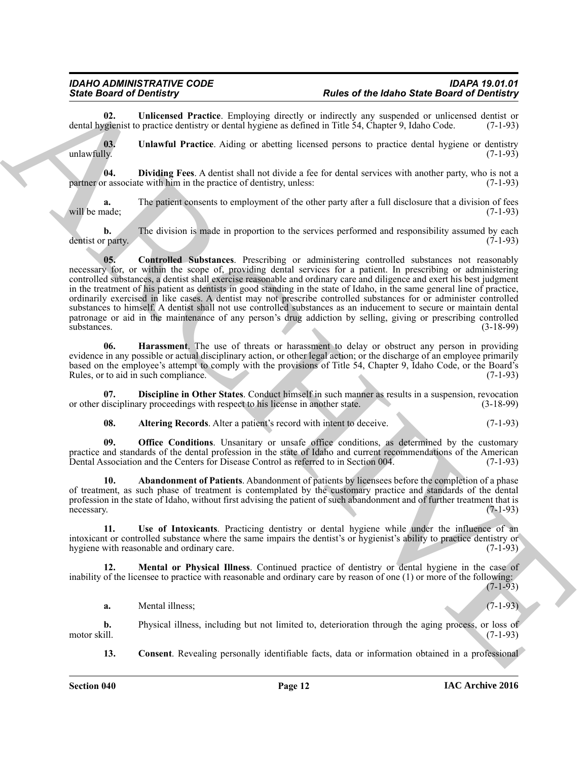**02. Unlicensed Practice**. Employing directly or indirectly any suspended or unlicensed dentist or dental hygienist to practice dentistry or dental hygiene as defined in Title 54, Chapter 9, Idaho Code. (7-1-93)

**03. Unlawful Practice**. Aiding or abetting licensed persons to practice dental hygiene or dentistry unlawfully. (7-1-93)

**04. Dividing Fees**. A dentist shall not divide a fee for dental services with another party, who is not a partner or associate with him in the practice of dentistry, unless: (7-1-93)

**a.** The patient consents to employment of the other party after a full disclosure that a division of fees will be made; (7-1-93)

**b.** The division is made in proportion to the services performed and responsibility assumed by each dentist or party. (7-1-93)

**05. Controlled Substances**. Prescribing or administering controlled substances not reasonably necessary for, or within the scope of, providing dental services for a patient. In prescribing or administering controlled substances, a dentist shall exercise reasonable and ordinary care and diligence and exert his best judgment in the treatment of his patient as dentists in good standing in the state of Idaho, in the same general line of practice, ordinarily exercised in like cases. A dentist may not prescribe controlled substances for or administer controlled substances to himself. A dentist shall not use controlled substances as an inducement to secure or maintain dental patronage or aid in the maintenance of any person's drug addiction by selling, giving or prescribing controlled substances. (3-18-99)

**06. Harassment**. The use of threats or harassment to delay or obstruct any person in providing evidence in any possible or actual disciplinary action, or other legal action; or the discharge of an employee primarily based on the employee's attempt to comply with the provisions of Title 54, Chapter 9, Idaho Code, or the Board's Rules, or to aid in such compliance. (7-1-93)

**07. Discipline in Other States**. Conduct himself in such manner as results in a suspension, revocation or other disciplinary proceedings with respect to his license in another state. (3-18-99)

**08. Altering Records**. Alter a patient's record with intent to deceive. (7-1-93)

**09. Office Conditions**. Unsanitary or unsafe office conditions, as determined by the customary practice and standards of the dental profession in the state of Idaho and current recommendations of the American Dental Association and the Centers for Disease Control as referred to in Section 004. (7-1-93)

**10. Abandonment of Patients**. Abandonment of patients by licensees before the completion of a phase of treatment, as such phase of treatment is contemplated by the customary practice and standards of the dental profession in the state of Idaho, without first advising the patient of such abandonment and of further treatment that is necessary. (7-1-93)

**11. Use of Intoxicants**. Practicing dentistry or dental hygiene while under the influence of an intoxicant or controlled substance where the same impairs the dentist's or hygienist's ability to practice dentistry or hygiene with reasonable and ordinary care. (7-1-93)

**12. Mental or Physical Illness**. Continued practice of dentistry or dental hygiene in the case of inability of the licensee to practice with reasonable and ordinary care by reason of one (1) or more of the following: (7-1-93)

**a.** Mental illness; (7-1-93)

**b.** Physical illness, including but not limited to, deterioration through the aging process, or loss of motor skill. (7-1-93)

**13. Consent**. Revealing personally identifiable facts, data or information obtained in a professional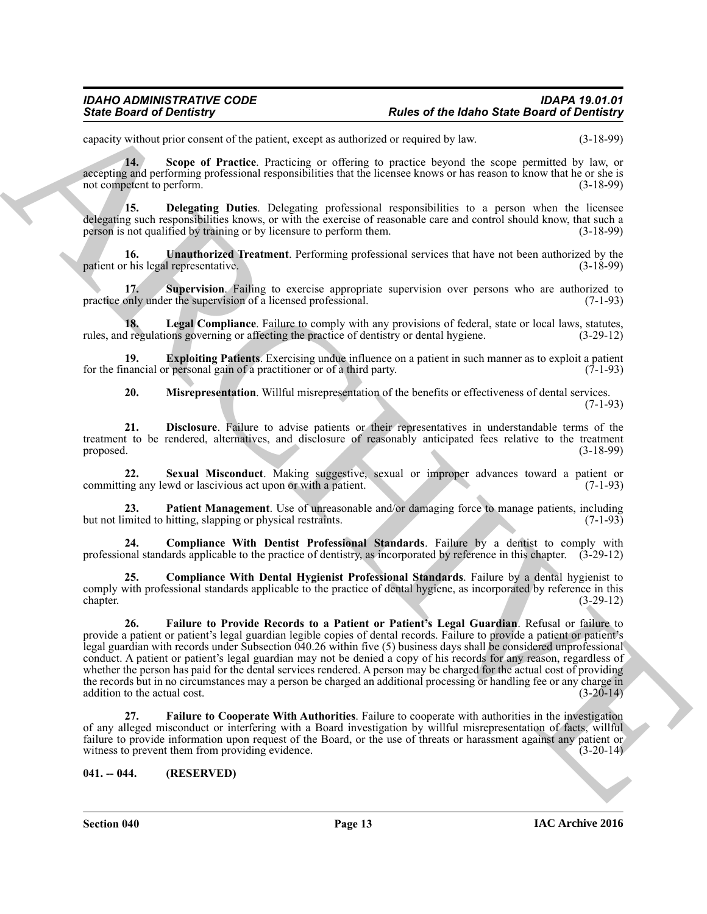capacity without prior consent of the patient, except as authorized or required by law. (3-18-99)

**14. Scope of Practice**. Practicing or offering to practice beyond the scope permitted by law, or accepting and performing professional responsibilities that the licensee knows or has reason to know that he or she is not competent to perform. (3-18-99)

**15. Delegating Duties**. Delegating professional responsibilities to a person when the licensee delegating such responsibilities knows, or with the exercise of reasonable care and control should know, that such a person is not qualified by training or by licensure to perform them. (3-18-99)

**16. Unauthorized Treatment**. Performing professional services that have not been authorized by the patient or his legal representative. (3-18-99)

**17. Supervision**. Failing to exercise appropriate supervision over persons who are authorized to practice only under the supervision of a licensed professional. (7-1-93)

**18. Legal Compliance**. Failure to comply with any provisions of federal, state or local laws, statutes, rules, and regulations governing or affecting the practice of dentistry or dental hygiene. (3-29-12)

**19. Exploiting Patients**. Exercising undue influence on a patient in such manner as to exploit a patient for the financial or personal gain of a practitioner or of a third party. (7-1-93)

**20. Misrepresentation**. Willful misrepresentation of the benefits or effectiveness of dental services. (7-1-93)

**21. Disclosure**. Failure to advise patients or their representatives in understandable terms of the treatment to be rendered, alternatives, and disclosure of reasonably anticipated fees relative to the treatment proposed. (3-18-99)

**22. Sexual Misconduct**. Making suggestive, sexual or improper advances toward a patient or committing any lewd or lascivious act upon or with a patient. (7-1-93)

**23. Patient Management**. Use of unreasonable and/or damaging force to manage patients, including but not limited to hitting, slapping or physical restraints. (7-1-93)

**24. Compliance With Dentist Professional Standards**. Failure by a dentist to comply with professional standards applicable to the practice of dentistry, as incorporated by reference in this chapter. (3-29-12)

**25. Compliance With Dental Hygienist Professional Standards**. Failure by a dental hygienist to comply with professional standards applicable to the practice of dental hygiene, as incorporated by reference in this chapter. (3-29-12)

**26. Failure to Provide Records to a Patient or Patient's Legal Guardian**. Refusal or failure to provide a patient or patient's legal guardian legible copies of dental records. Failure to provide a patient or patient's legal guardian with records under Subsection 040.26 within five (5) business days shall be considered unprofessional conduct. A patient or patient's legal guardian may not be denied a copy of his records for any reason, regardless of whether the person has paid for the dental services rendered. A person may be charged for the actual cost of providing the records but in no circumstances may a person be charged an additional processing or handling fee or any charge in addition to the actual cost. (3-20-14)

**27. Failure to Cooperate With Authorities**. Failure to cooperate with authorities in the investigation of any alleged misconduct or interfering with a Board investigation by willful misrepresentation of facts, willful failure to provide information upon request of the Board, or the use of threats or harassment against any patient or witness to prevent them from providing evidence. (3-20-14)

### 041. -- 044. (RESERVED)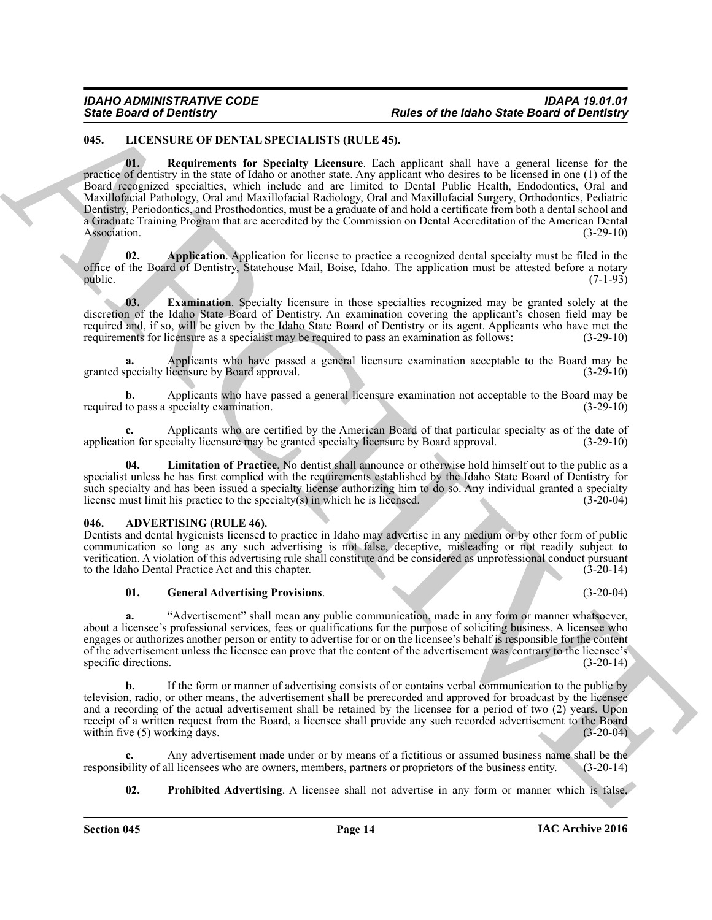## 045. LICENSURE OF DENTAL SPECIALISTS (RULE 45).

**01. Requirements for Specialty Licensure**. Each applicant shall have a general license for the practice of dentistry in the state of Idaho or another state. Any applicant who desires to be licensed in one (1) of the Board recognized specialties, which include and are limited to Dental Public Health, Endodontics, Oral and Maxillofacial Pathology, Oral and Maxillofacial Radiology, Oral and Maxillofacial Surgery, Orthodontics, Pediatric Dentistry, Periodontics, and Prosthodontics, must be a graduate of and hold a certificate from both a dental school and a Graduate Training Program that are accredited by the Commission on Dental Accreditation of the American Dental Association. (3-29-10)

**02. Application**. Application for license to practice a recognized dental specialty must be filed in the office of the Board of Dentistry, Statehouse Mail, Boise, Idaho. The application must be attested before a notary public. (7-1-93)

**03. Examination**. Specialty licensure in those specialties recognized may be granted solely at the discretion of the Idaho State Board of Dentistry. An examination covering the applicant's chosen field may be required and, if so, will be given by the Idaho State Board of Dentistry or its agent. Applicants who have met the requirements for licensure as a specialist may be required to pass an examination as follows: (3-29-10)

**a.** Applicants who have passed a general licensure examination acceptable to the Board may be granted specialty licensure by Board approval. (3-29-10)

**b.** Applicants who have passed a general licensure examination not acceptable to the Board may be required to pass a specialty examination. (3-29-10)

**c.** Applicants who are certified by the American Board of that particular specialty as of the date of application for specialty licensure may be granted specialty licensure by Board approval. (3-29-10)

**04. Limitation of Practice**. No dentist shall announce or otherwise hold himself out to the public as a specialist unless he has first complied with the requirements established by the Idaho State Board of Dentistry for such specialty and has been issued a specialty license authorizing him to do so. Any individual granted a specialty license must limit his practice to the specialty(s) in which he is licensed. (3-20-04)

## 046. ADVERTISING (RULE 46).

Dentists and dental hygienists licensed to practice in Idaho may advertise in any medium or by other form of public communication so long as any such advertising is not false, deceptive, misleading or not readily subject to verification. A violation of this advertising rule shall constitute and be considered as unprofessional conduct pursuant to the Idaho Dental Practice Act and this chapter. (3-20-14)

**01. General Advertising Provisions**. (3-20-04)

**a.** "Advertisement" shall mean any public communication, made in any form or manner whatsoever, about a licensee's professional services, fees or qualifications for the purpose of soliciting business. A licensee who engages or authorizes another person or entity to advertise for or on the licensee's behalf is responsible for the content of the advertisement unless the licensee can prove that the content of the advertisement was contrary to the licensee's specific directions. (3-20-14)

**b.** If the form or manner of advertising consists of or contains verbal communication to the public by television, radio, or other means, the advertisement shall be prerecorded and approved for broadcast by the licensee and a recording of the actual advertisement shall be retained by the licensee for a period of two (2) years. Upon receipt of a written request from the Board, a licensee shall provide any such recorded advertisement to the Board within five (5) working days. (3-20-04)

**c.** Any advertisement made under or by means of a fictitious or assumed business name shall be the responsibility of all licensees who are owners, members, partners or proprietors of the business entity. (3-20-14)

**02. Prohibited Advertising**. A licensee shall not advertise in any form or manner which is false,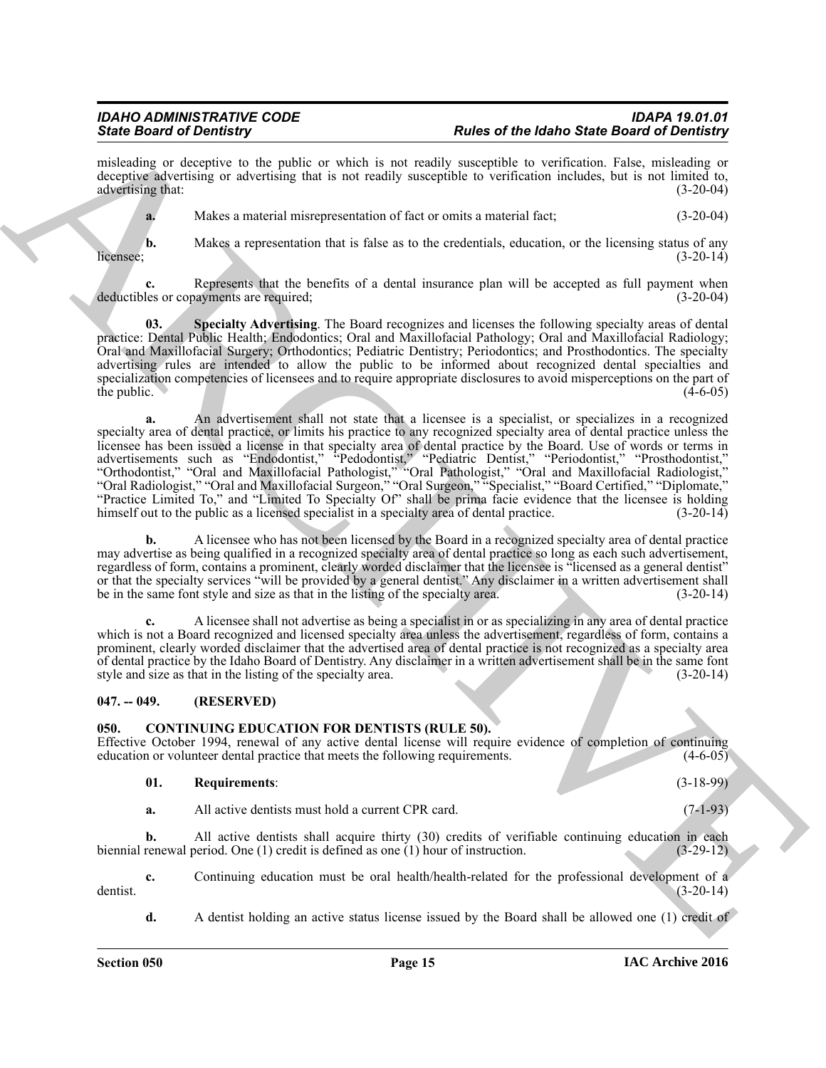misleading or deceptive to the public or which is not readily susceptible to verification. False, misleading or deceptive advertising or advertising that is not readily susceptible to verification includes, but is not limited to, advertising that: (3-20-04)

**a.** Makes a material misrepresentation of fact or omits a material fact; (3-20-04)

**b.** Makes a representation that is false as to the credentials, education, or the licensing status of any licensee; (3-20-14)

**c.** Represents that the benefits of a dental insurance plan will be accepted as full payment when deductibles or copayments are required; (3-20-04)

**03. Specialty Advertising**. The Board recognizes and licenses the following specialty areas of dental practice: Dental Public Health; Endodontics; Oral and Maxillofacial Pathology; Oral and Maxillofacial Radiology; Oral and Maxillofacial Surgery; Orthodontics; Pediatric Dentistry; Periodontics; and Prosthodontics. The specialty advertising rules are intended to allow the public to be informed about recognized dental specialties and specialization competencies of licensees and to require appropriate disclosures to avoid misperceptions on the part of the public. (4-6-05)

**a.** An advertisement shall not state that a licensee is a specialist, or specializes in a recognized specialty area of dental practice, or limits his practice to any recognized specialty area of dental practice unless the licensee has been issued a license in that specialty area of dental practice by the Board. Use of words or terms in advertisements such as "Endodontist," "Pedodontist," "Pediatric Dentist," "Periodontist," "Prosthodontist," "Orthodontist," "Oral and Maxillofacial Pathologist," "Oral Pathologist," "Oral and Maxillofacial Radiologist," "Oral Radiologist," "Oral and Maxillofacial Surgeon," "Oral Surgeon," "Specialist," "Board Certified," "Diplomate," "Practice Limited To," and "Limited To Specialty Of" shall be prima facie evidence that the licensee is holding himself out to the public as a licensed specialist in a specialty area of dental practice. (3-20-14)

**b.** A licensee who has not been licensed by the Board in a recognized specialty area of dental practice may advertise as being qualified in a recognized specialty area of dental practice so long as each such advertisement, regardless of form, contains a prominent, clearly worded disclaimer that the licensee is "licensed as a general dentist" or that the specialty services "will be provided by a general dentist." Any disclaimer in a written advertisement shall be in the same font style and size as that in the listing of the specialty area. (3-20-14)

**c.** A licensee shall not advertise as being a specialist in or as specializing in any area of dental practice which is not a Board recognized and licensed specialty area unless the advertisement, regardless of form, contains a prominent, clearly worded disclaimer that the advertised area of dental practice is not recognized as a specialty area of dental practice by the Idaho Board of Dentistry. Any disclaimer in a written advertisement shall be in the same font style and size as that in the listing of the specialty area. (3-20-14)

## 047. -- 049. (RESERVED)

## 050. CONTINUING EDUCATION FOR DENTISTS (RULE 50).

Effective October 1994, renewal of any active dental license will require evidence of completion of continuing education or volunteer dental practice that meets the following requirements. (4-6-05)

**01. Requirements**: (3-18-99)

**a.** All active dentists must hold a current CPR card. (7-1-93)

**b.** All active dentists shall acquire thirty (30) credits of verifiable continuing education in each biennial renewal period. One (1) credit is defined as one (1) hour of instruction. (3-29-12)

**c.** Continuing education must be oral health/health-related for the professional development of a dentist. (3-20-14)

**d.** A dentist holding an active status license issued by the Board shall be allowed one (1) credit of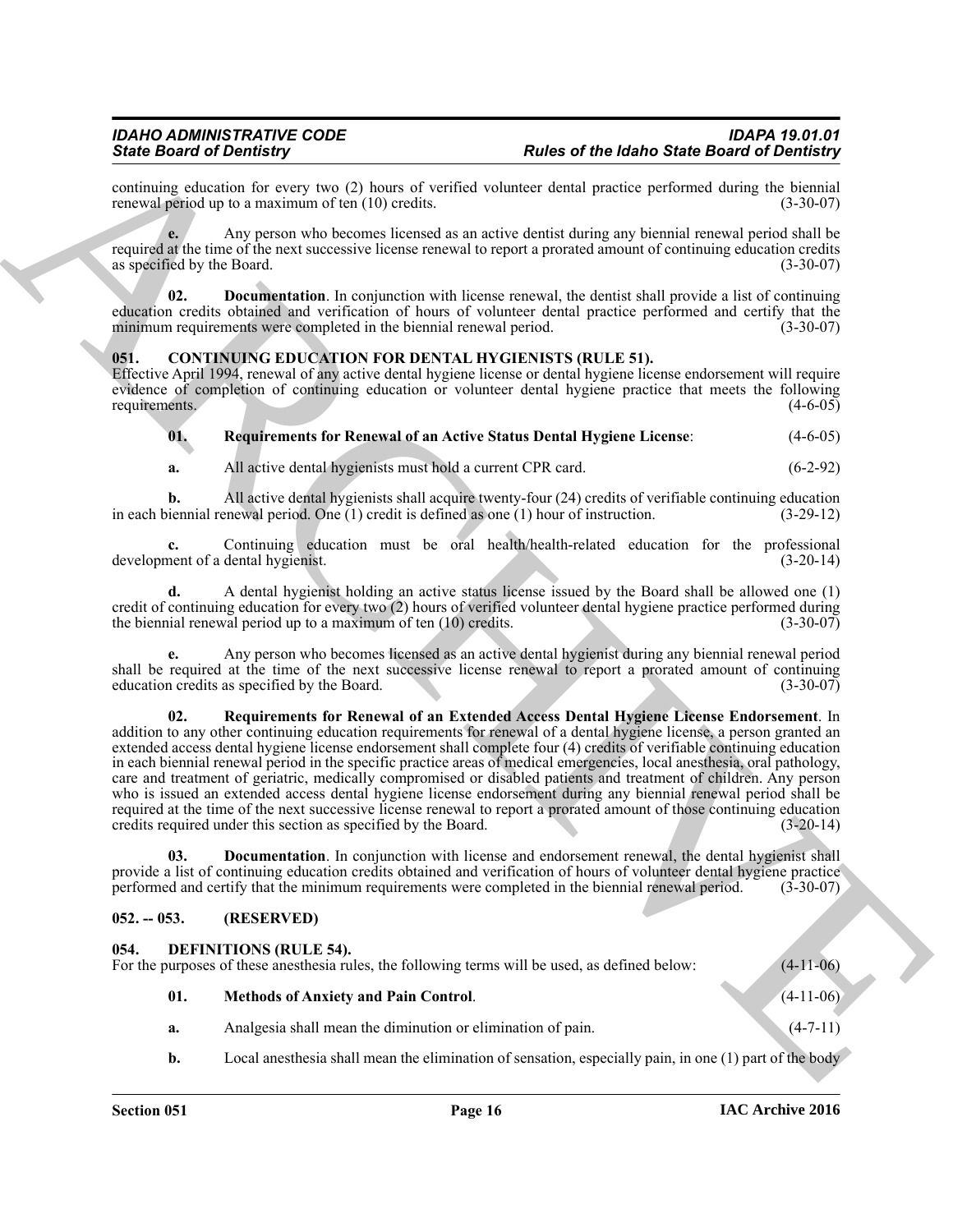continuing education for every two (2) hours of verified volunteer dental practice performed during the biennial renewal period up to a maximum of ten (10) credits. (3-30-07)

**e.** Any person who becomes licensed as an active dentist during any biennial renewal period shall be required at the time of the next successive license renewal to report a prorated amount of continuing education credits as specified by the Board. (3-30-07)

**02. Documentation**. In conjunction with license renewal, the dentist shall provide a list of continuing education credits obtained and verification of hours of volunteer dental practice performed and certify that the minimum requirements were completed in the biennial renewal period. (3-30-07)

## 051. CONTINUING EDUCATION FOR DENTAL HYGIENISTS (RULE 51).

Effective April 1994, renewal of any active dental hygiene license or dental hygiene license endorsement will require evidence of completion of continuing education or volunteer dental hygiene practice that meets the following requirements. (4-6-05)

**01. Requirements for Renewal of an Active Status Dental Hygiene License**: (4-6-05)

**a.** All active dental hygienists must hold a current CPR card. (6-2-92)

**b.** All active dental hygienists shall acquire twenty-four (24) credits of verifiable continuing education in each biennial renewal period. One (1) credit is defined as one (1) hour of instruction. (3-29-12)

**c.** Continuing education must be oral health/health-related education for the professional development of a dental hygienist. (3-20-14)

**d.** A dental hygienist holding an active status license issued by the Board shall be allowed one (1) credit of continuing education for every two (2) hours of verified volunteer dental hygiene practice performed during the biennial renewal period up to a maximum of ten (10) credits. (3-30-07)

**e.** Any person who becomes licensed as an active dental hygienist during any biennial renewal period shall be required at the time of the next successive license renewal to report a prorated amount of continuing education credits as specified by the Board. (3-30-07)

**02. Requirements for Renewal of an Extended Access Dental Hygiene License Endorsement**. In addition to any other continuing education requirements for renewal of a dental hygiene license, a person granted an extended access dental hygiene license endorsement shall complete four (4) credits of verifiable continuing education in each biennial renewal period in the specific practice areas of medical emergencies, local anesthesia, oral pathology, care and treatment of geriatric, medically compromised or disabled patients and treatment of children. Any person who is issued an extended access dental hygiene license endorsement during any biennial renewal period shall be required at the time of the next successive license renewal to report a prorated amount of those continuing education credits required under this section as specified by the Board. (3-20-14)

**03. Documentation**. In conjunction with license and endorsement renewal, the dental hygienist shall provide a list of continuing education credits obtained and verification of hours of volunteer dental hygiene practice performed and certify that the minimum requirements were completed in the biennial renewal period. (3-30-07)

## 052. -- 053. (RESERVED)

## 054. DEFINITIONS (RULE 54).

For the purposes of these anesthesia rules, the following terms will be used, as defined below: (4-11-06)

**01. Methods of Anxiety and Pain Control**. (4-11-06)

**a.** Analgesia shall mean the diminution or elimination of pain. (4-7-11)

**b.** Local anesthesia shall mean the elimination of sensation, especially pain, in one (1) part of the body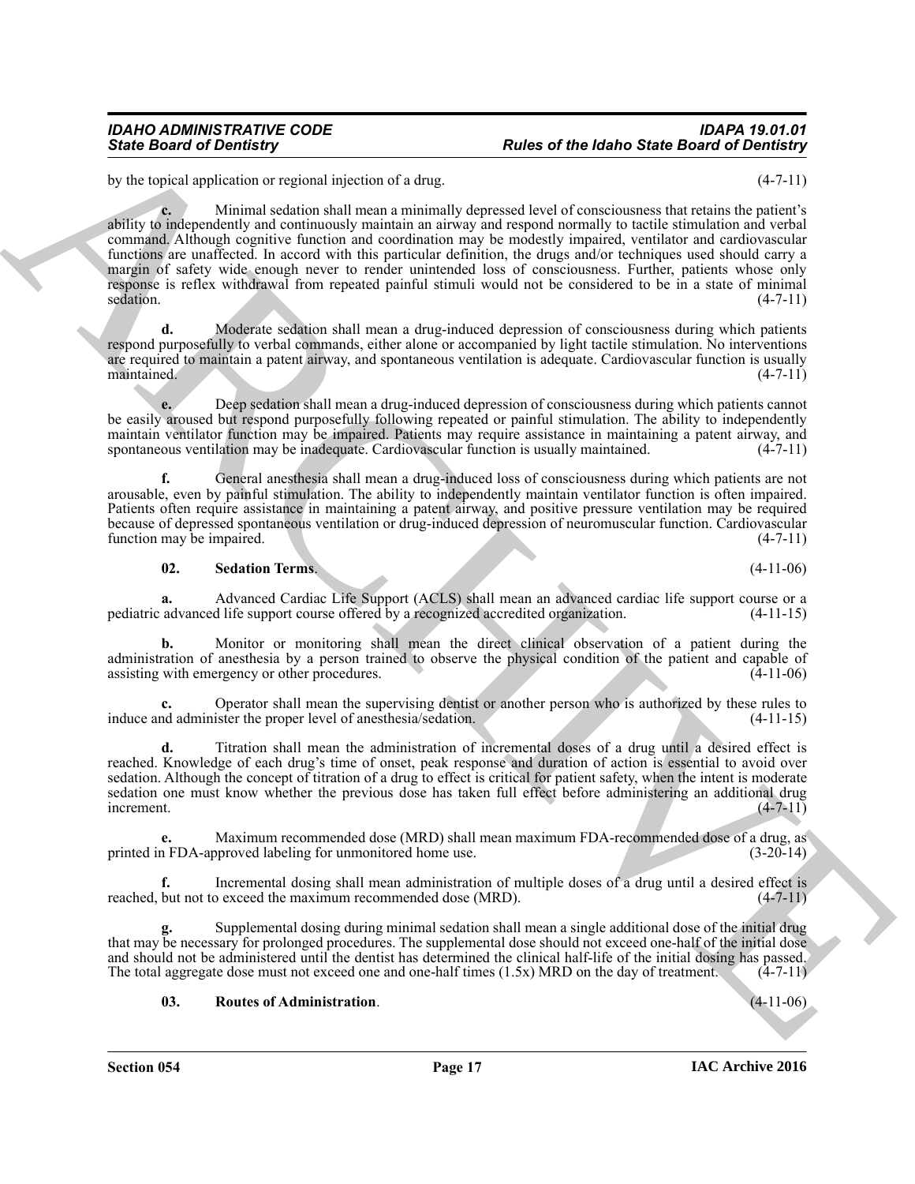by the topical application or regional injection of a drug. (4-7-11)

**c.** Minimal sedation shall mean a minimally depressed level of consciousness that retains the patient's ability to independently and continuously maintain an airway and respond normally to tactile stimulation and verbal command. Although cognitive function and coordination may be modestly impaired, ventilator and cardiovascular functions are unaffected. In accord with this particular definition, the drugs and/or techniques used should carry a margin of safety wide enough never to render unintended loss of consciousness. Further, patients whose only response is reflex withdrawal from repeated painful stimuli would not be considered to be in a state of minimal sedation. (4-7-11)

**d.** Moderate sedation shall mean a drug-induced depression of consciousness during which patients respond purposefully to verbal commands, either alone or accompanied by light tactile stimulation. No interventions are required to maintain a patent airway, and spontaneous ventilation is adequate. Cardiovascular function is usually maintained. (4-7-11)

**e.** Deep sedation shall mean a drug-induced depression of consciousness during which patients cannot be easily aroused but respond purposefully following repeated or painful stimulation. The ability to independently maintain ventilator function may be impaired. Patients may require assistance in maintaining a patent airway, and spontaneous ventilation may be inadequate. Cardiovascular function is usually maintained. (4-7-11)

**f.** General anesthesia shall mean a drug-induced loss of consciousness during which patients are not arousable, even by painful stimulation. The ability to independently maintain ventilator function is often impaired. Patients often require assistance in maintaining a patent airway, and positive pressure ventilation may be required because of depressed spontaneous ventilation or drug-induced depression of neuromuscular function. Cardiovascular function may be impaired. (4-7-11)

**02. Sedation Terms**. (4-11-06)

**a.** Advanced Cardiac Life Support (ACLS) shall mean an advanced cardiac life support course or a pediatric advanced life support course offered by a recognized accredited organization. (4-11-15)

**b.** Monitor or monitoring shall mean the direct clinical observation of a patient during the administration of anesthesia by a person trained to observe the physical condition of the patient and capable of assisting with emergency or other procedures. (4-11-06)

**c.** Operator shall mean the supervising dentist or another person who is authorized by these rules to induce and administer the proper level of anesthesia/sedation. (4-11-15)

**d.** Titration shall mean the administration of incremental doses of a drug until a desired effect is reached. Knowledge of each drug's time of onset, peak response and duration of action is essential to avoid over sedation. Although the concept of titration of a drug to effect is critical for patient safety, when the intent is moderate sedation one must know whether the previous dose has taken full effect before administering an additional drug increment. (4-7-11)

**e.** Maximum recommended dose (MRD) shall mean maximum FDA-recommended dose of a drug, as printed in FDA-approved labeling for unmonitored home use. (3-20-14)

**f.** Incremental dosing shall mean administration of multiple doses of a drug until a desired effect is reached, but not to exceed the maximum recommended dose (MRD). (4-7-11)

**g.** Supplemental dosing during minimal sedation shall mean a single additional dose of the initial drug that may be necessary for prolonged procedures. The supplemental dose should not exceed one-half of the initial dose and should not be administered until the dentist has determined the clinical half-life of the initial dosing has passed. The total aggregate dose must not exceed one and one-half times (1.5x) MRD on the day of treatment. (4-7-11)

**03. Routes of Administration**. (4-11-06)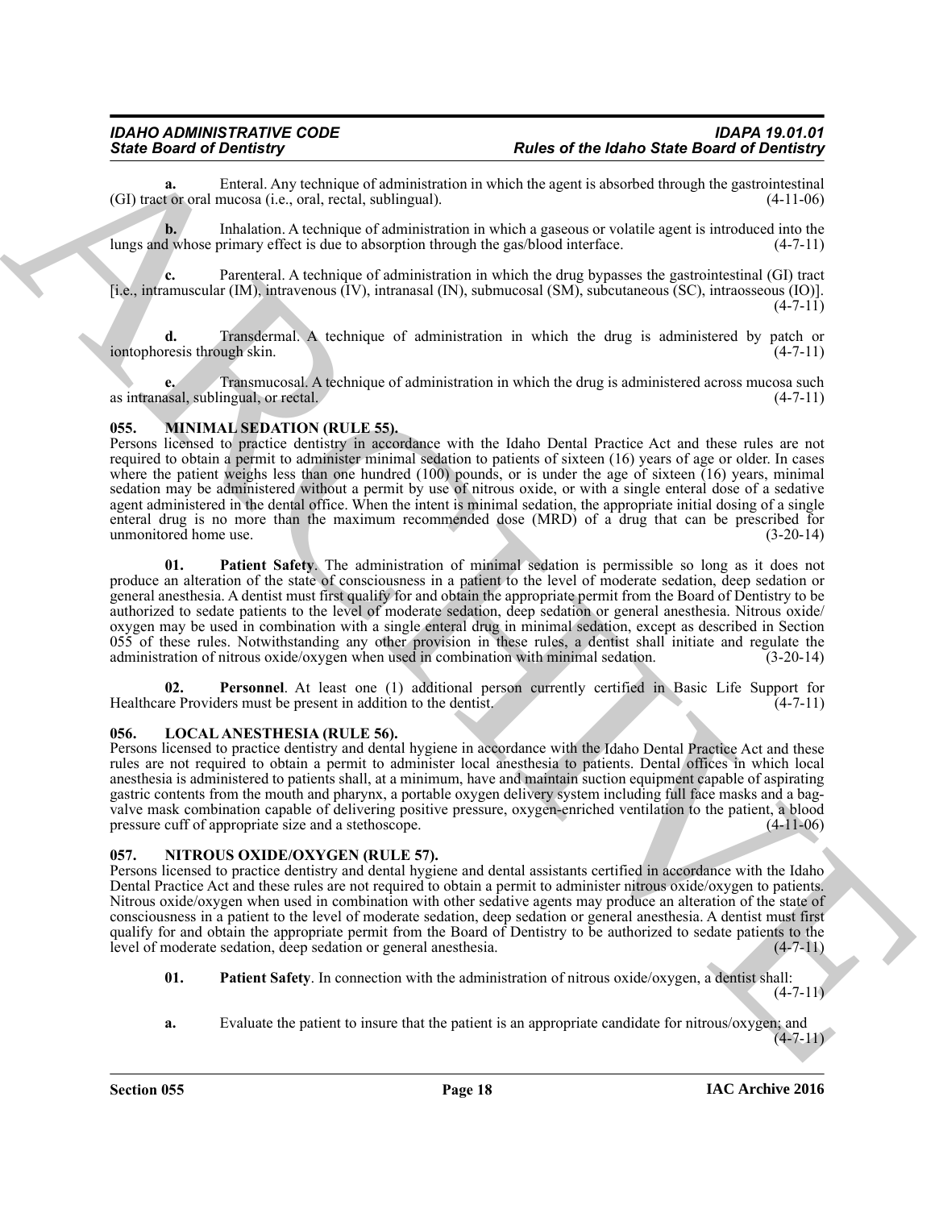**a.** Enteral. Any technique of administration in which the agent is absorbed through the gastrointestinal (GI) tract or oral mucosa (i.e., oral, rectal, sublingual). (4-11-06)

**b.** Inhalation. A technique of administration in which a gaseous or volatile agent is introduced into the lungs and whose primary effect is due to absorption through the gas/blood interface. (4-7-11)

**c.** Parenteral. A technique of administration in which the drug bypasses the gastrointestinal (GI) tract [i.e., intramuscular (IM), intravenous (IV), intranasal (IN), submucosal (SM), subcutaneous (SC), intraosseous (IO)]. (4-7-11)

**d.** Transdermal. A technique of administration in which the drug is administered by patch or iontophoresis through skin. (4-7-11)

**e.** Transmucosal. A technique of administration in which the drug is administered across mucosa such as intranasal, sublingual, or rectal. (4-7-11)

## 055. MINIMAL SEDATION (RULE 55).

Persons licensed to practice dentistry in accordance with the Idaho Dental Practice Act and these rules are not required to obtain a permit to administer minimal sedation to patients of sixteen (16) years of age or older. In cases where the patient weighs less than one hundred (100) pounds, or is under the age of sixteen (16) years, minimal sedation may be administered without a permit by use of nitrous oxide, or with a single enteral dose of a sedative agent administered in the dental office. When the intent is minimal sedation, the appropriate initial dosing of a single enteral drug is no more than the maximum recommended dose (MRD) of a drug that can be prescribed for unmonitored home use. (3-20-14)

**01. Patient Safety**. The administration of minimal sedation is permissible so long as it does not produce an alteration of the state of consciousness in a patient to the level of moderate sedation, deep sedation or general anesthesia. A dentist must first qualify for and obtain the appropriate permit from the Board of Dentistry to be authorized to sedate patients to the level of moderate sedation, deep sedation or general anesthesia. Nitrous oxide/oxygen may be used in combination with a single enteral drug in minimal sedation, except as described in Section 055 of these rules. Notwithstanding any other provision in these rules, a dentist shall initiate and regulate the administration of nitrous oxide/oxygen when used in combination with minimal sedation. (3-20-14)

**02. Personnel**. At least one (1) additional person currently certified in Basic Life Support for Healthcare Providers must be present in addition to the dentist. (4-7-11)

## 056. LOCAL ANESTHESIA (RULE 56).

Persons licensed to practice dentistry and dental hygiene in accordance with the Idaho Dental Practice Act and these rules are not required to obtain a permit to administer local anesthesia to patients. Dental offices in which local anesthesia is administered to patients shall, at a minimum, have and maintain suction equipment capable of aspirating gastric contents from the mouth and pharynx, a portable oxygen delivery system including full face masks and a bag-valve mask combination capable of delivering positive pressure, oxygen-enriched ventilation to the patient, a blood pressure cuff of appropriate size and a stethoscope. (4-11-06)

## 057. NITROUS OXIDE/OXYGEN (RULE 57).

Persons licensed to practice dentistry and dental hygiene and dental assistants certified in accordance with the Idaho Dental Practice Act and these rules are not required to obtain a permit to administer nitrous oxide/oxygen to patients. Nitrous oxide/oxygen when used in combination with other sedative agents may produce an alteration of the state of consciousness in a patient to the level of moderate sedation, deep sedation or general anesthesia. A dentist must first qualify for and obtain the appropriate permit from the Board of Dentistry to be authorized to sedate patients to the level of moderate sedation, deep sedation or general anesthesia. (4-7-11)

**01. Patient Safety**. In connection with the administration of nitrous oxide/oxygen, a dentist shall: (4-7-11)

**a.** Evaluate the patient to insure that the patient is an appropriate candidate for nitrous/oxygen; and (4-7-11)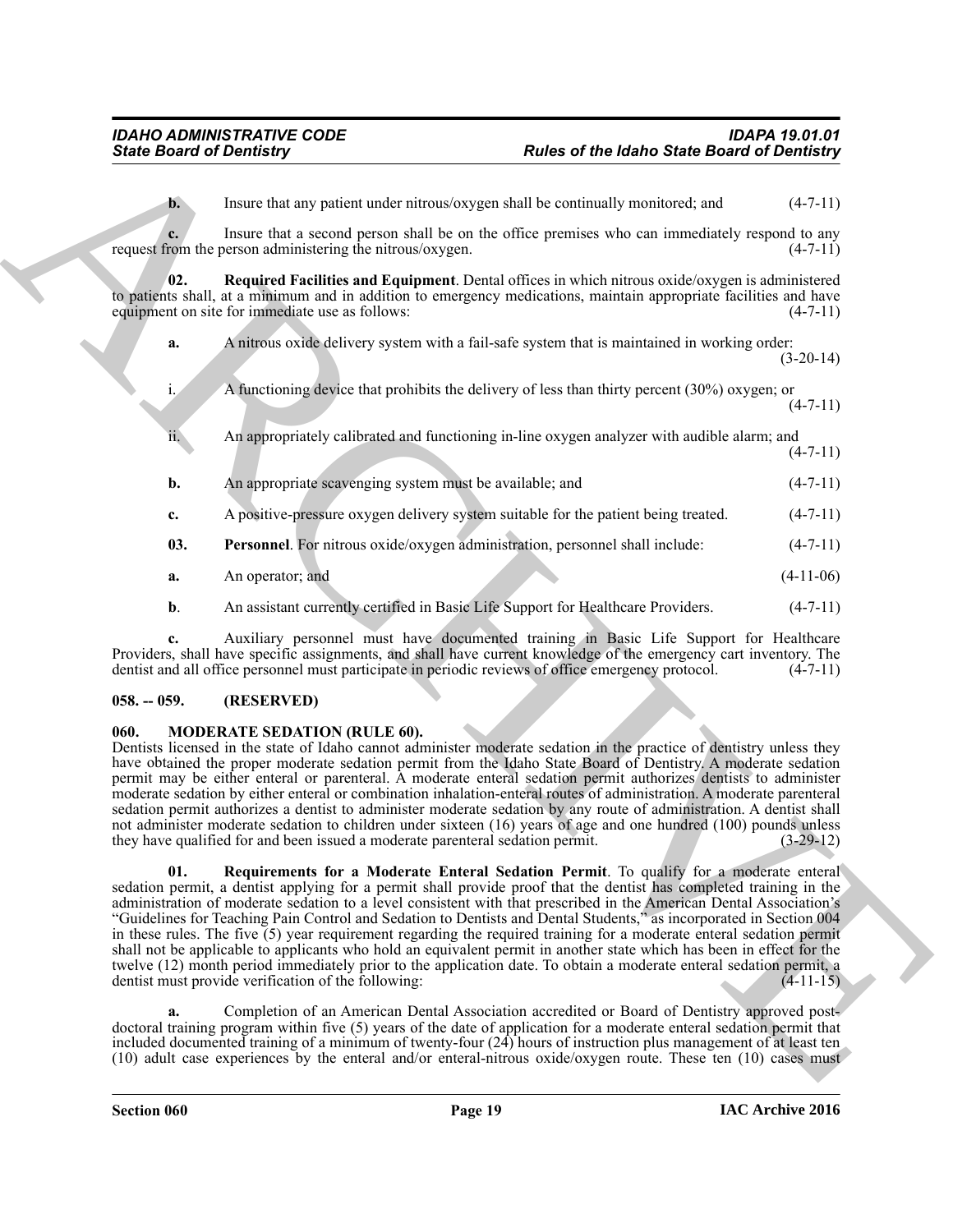**b.** Insure that any patient under nitrous/oxygen shall be continually monitored; and (4-7-11)

**c.** Insure that a second person shall be on the office premises who can immediately respond to any request from the person administering the nitrous/oxygen. (4-7-11)

**02. Required Facilities and Equipment**. Dental offices in which nitrous oxide/oxygen is administered to patients shall, at a minimum and in addition to emergency medications, maintain appropriate facilities and have equipment on site for immediate use as follows: (4-7-11)

**a.** A nitrous oxide delivery system with a fail-safe system that is maintained in working order: (3-20-14)

i. A functioning device that prohibits the delivery of less than thirty percent (30%) oxygen; or (4-7-11)

ii. An appropriately calibrated and functioning in-line oxygen analyzer with audible alarm; and (4-7-11)

**b.** An appropriate scavenging system must be available; and (4-7-11)

**c.** A positive-pressure oxygen delivery system suitable for the patient being treated. (4-7-11)

**03. Personnel**. For nitrous oxide/oxygen administration, personnel shall include: (4-7-11)

**a.** An operator; and (4-11-06)

**b**. An assistant currently certified in Basic Life Support for Healthcare Providers. (4-7-11)

**c.** Auxiliary personnel must have documented training in Basic Life Support for Healthcare Providers, shall have specific assignments, and shall have current knowledge of the emergency cart inventory. The dentist and all office personnel must participate in periodic reviews of office emergency protocol. (4-7-11)

## 058. -- 059. (RESERVED)

## 060. MODERATE SEDATION (RULE 60).

Dentists licensed in the state of Idaho cannot administer moderate sedation in the practice of dentistry unless they have obtained the proper moderate sedation permit from the Idaho State Board of Dentistry. A moderate sedation permit may be either enteral or parenteral. A moderate enteral sedation permit authorizes dentists to administer moderate sedation by either enteral or combination inhalation-enteral routes of administration. A moderate parenteral sedation permit authorizes a dentist to administer moderate sedation by any route of administration. A dentist shall not administer moderate sedation to children under sixteen (16) years of age and one hundred (100) pounds unless they have qualified for and been issued a moderate parenteral sedation permit. (3-29-12)

**01. Requirements for a Moderate Enteral Sedation Permit**. To qualify for a moderate enteral sedation permit, a dentist applying for a permit shall provide proof that the dentist has completed training in the administration of moderate sedation to a level consistent with that prescribed in the American Dental Association's "Guidelines for Teaching Pain Control and Sedation to Dentists and Dental Students," as incorporated in Section 004 in these rules. The five (5) year requirement regarding the required training for a moderate enteral sedation permit shall not be applicable to applicants who hold an equivalent permit in another state which has been in effect for the twelve (12) month period immediately prior to the application date. To obtain a moderate enteral sedation permit, a dentist must provide verification of the following: (4-11-15)

**a.** Completion of an American Dental Association accredited or Board of Dentistry approved post-doctoral training program within five (5) years of the date of application for a moderate enteral sedation permit that included documented training of a minimum of twenty-four (24) hours of instruction plus management of at least ten (10) adult case experiences by the enteral and/or enteral-nitrous oxide/oxygen route. These ten (10) cases must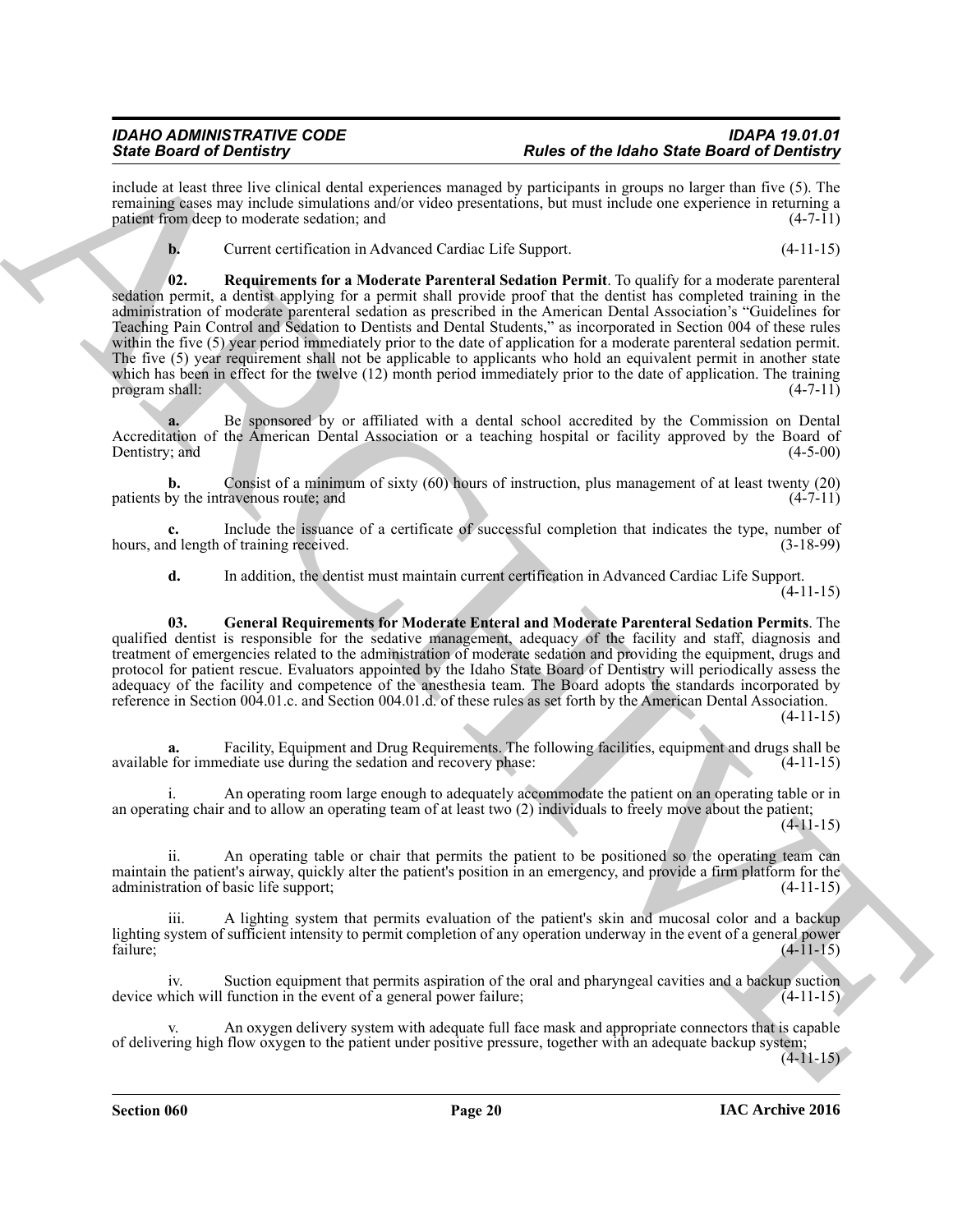include at least three live clinical dental experiences managed by participants in groups no larger than five (5). The remaining cases may include simulations and/or video presentations, but must include one experience in returning a patient from deep to moderate sedation; and (4-7-11)

**b.** Current certification in Advanced Cardiac Life Support. (4-11-15)

**02. Requirements for a Moderate Parenteral Sedation Permit**. To qualify for a moderate parenteral sedation permit, a dentist applying for a permit shall provide proof that the dentist has completed training in the administration of moderate parenteral sedation as prescribed in the American Dental Association's "Guidelines for Teaching Pain Control and Sedation to Dentists and Dental Students," as incorporated in Section 004 of these rules within the five (5) year period immediately prior to the date of application for a moderate parenteral sedation permit. The five (5) year requirement shall not be applicable to applicants who hold an equivalent permit in another state which has been in effect for the twelve (12) month period immediately prior to the date of application. The training program shall: (4-7-11)

**a.** Be sponsored by or affiliated with a dental school accredited by the Commission on Dental Accreditation of the American Dental Association or a teaching hospital or facility approved by the Board of Dentistry; and (4-5-00)

**b.** Consist of a minimum of sixty (60) hours of instruction, plus management of at least twenty (20) patients by the intravenous route; and (4-7-11)

**c.** Include the issuance of a certificate of successful completion that indicates the type, number of hours, and length of training received. (3-18-99)

**d.** In addition, the dentist must maintain current certification in Advanced Cardiac Life Support. (4-11-15)

**03. General Requirements for Moderate Enteral and Moderate Parenteral Sedation Permits**. The qualified dentist is responsible for the sedative management, adequacy of the facility and staff, diagnosis and treatment of emergencies related to the administration of moderate sedation and providing the equipment, drugs and protocol for patient rescue. Evaluators appointed by the Idaho State Board of Dentistry will periodically assess the adequacy of the facility and competence of the anesthesia team. The Board adopts the standards incorporated by reference in Section 004.01.c. and Section 004.01.d. of these rules as set forth by the American Dental Association. (4-11-15)

**a.** Facility, Equipment and Drug Requirements. The following facilities, equipment and drugs shall be available for immediate use during the sedation and recovery phase: (4-11-15)

i. An operating room large enough to adequately accommodate the patient on an operating table or in an operating chair and to allow an operating team of at least two (2) individuals to freely move about the patient; (4-11-15)

ii. An operating table or chair that permits the patient to be positioned so the operating team can maintain the patient's airway, quickly alter the patient's position in an emergency, and provide a firm platform for the administration of basic life support; (4-11-15)

iii. A lighting system that permits evaluation of the patient's skin and mucosal color and a backup lighting system of sufficient intensity to permit completion of any operation underway in the event of a general power failure; (4-11-15)

iv. Suction equipment that permits aspiration of the oral and pharyngeal cavities and a backup suction device which will function in the event of a general power failure; (4-11-15)

v. An oxygen delivery system with adequate full face mask and appropriate connectors that is capable of delivering high flow oxygen to the patient under positive pressure, together with an adequate backup system; (4-11-15)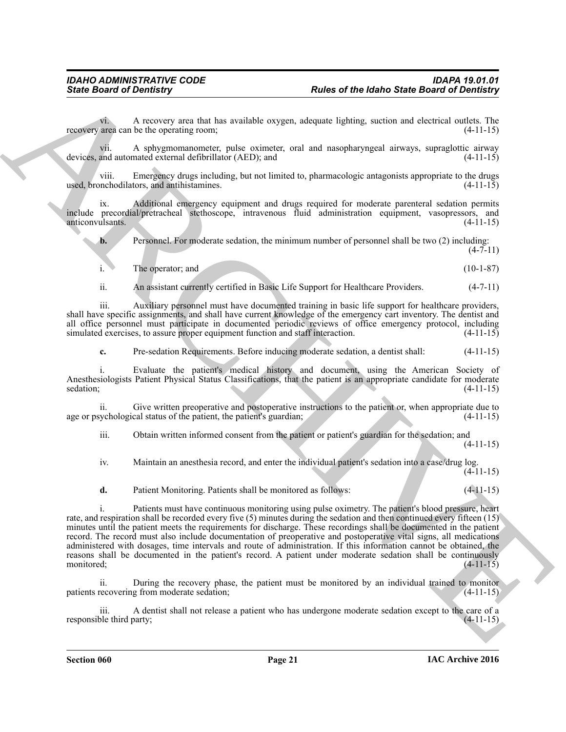vi. A recovery area that has available oxygen, adequate lighting, suction and electrical outlets. The recovery area can be the operating room; (4-11-15)

vii. A sphygmomanometer, pulse oximeter, oral and nasopharyngeal airways, supraglottic airway devices, and automated external defibrillator (AED); and (4-11-15)

viii. Emergency drugs including, but not limited to, pharmacologic antagonists appropriate to the drugs used, bronchodilators, and antihistamines. (4-11-15)

ix. Additional emergency equipment and drugs required for moderate parenteral sedation permits include precordial/pretracheal stethoscope, intravenous fluid administration equipment, vasopressors, and anticonvulsants. (4-11-15)

**b.** Personnel. For moderate sedation, the minimum number of personnel shall be two (2) including: (4-7-11)

i. The operator; and (10-1-87)

ii. An assistant currently certified in Basic Life Support for Healthcare Providers. (4-7-11)

iii. Auxiliary personnel must have documented training in basic life support for healthcare providers, shall have specific assignments, and shall have current knowledge of the emergency cart inventory. The dentist and all office personnel must participate in documented periodic reviews of office emergency protocol, including simulated exercises, to assure proper equipment function and staff interaction. (4-11-15)

**c.** Pre-sedation Requirements. Before inducing moderate sedation, a dentist shall: (4-11-15)

i. Evaluate the patient's medical history and document, using the American Society of Anesthesiologists Patient Physical Status Classifications, that the patient is an appropriate candidate for moderate sedation; (4-11-15)

ii. Give written preoperative and postoperative instructions to the patient or, when appropriate due to age or psychological status of the patient, the patient's guardian; (4-11-15)

iii. Obtain written informed consent from the patient or patient's guardian for the sedation; and (4-11-15)

iv. Maintain an anesthesia record, and enter the individual patient's sedation into a case/drug log. (4-11-15)

**d.** Patient Monitoring. Patients shall be monitored as follows: (4-11-15)

i. Patients must have continuous monitoring using pulse oximetry. The patient's blood pressure, heart rate, and respiration shall be recorded every five (5) minutes during the sedation and then continued every fifteen (15) minutes until the patient meets the requirements for discharge. These recordings shall be documented in the patient record. The record must also include documentation of preoperative and postoperative vital signs, all medications administered with dosages, time intervals and route of administration. If this information cannot be obtained, the reasons shall be documented in the patient's record. A patient under moderate sedation shall be continuously monitored; (4-11-15)

ii. During the recovery phase, the patient must be monitored by an individual trained to monitor patients recovering from moderate sedation; (4-11-15)

iii. A dentist shall not release a patient who has undergone moderate sedation except to the care of a responsible third party; (4-11-15)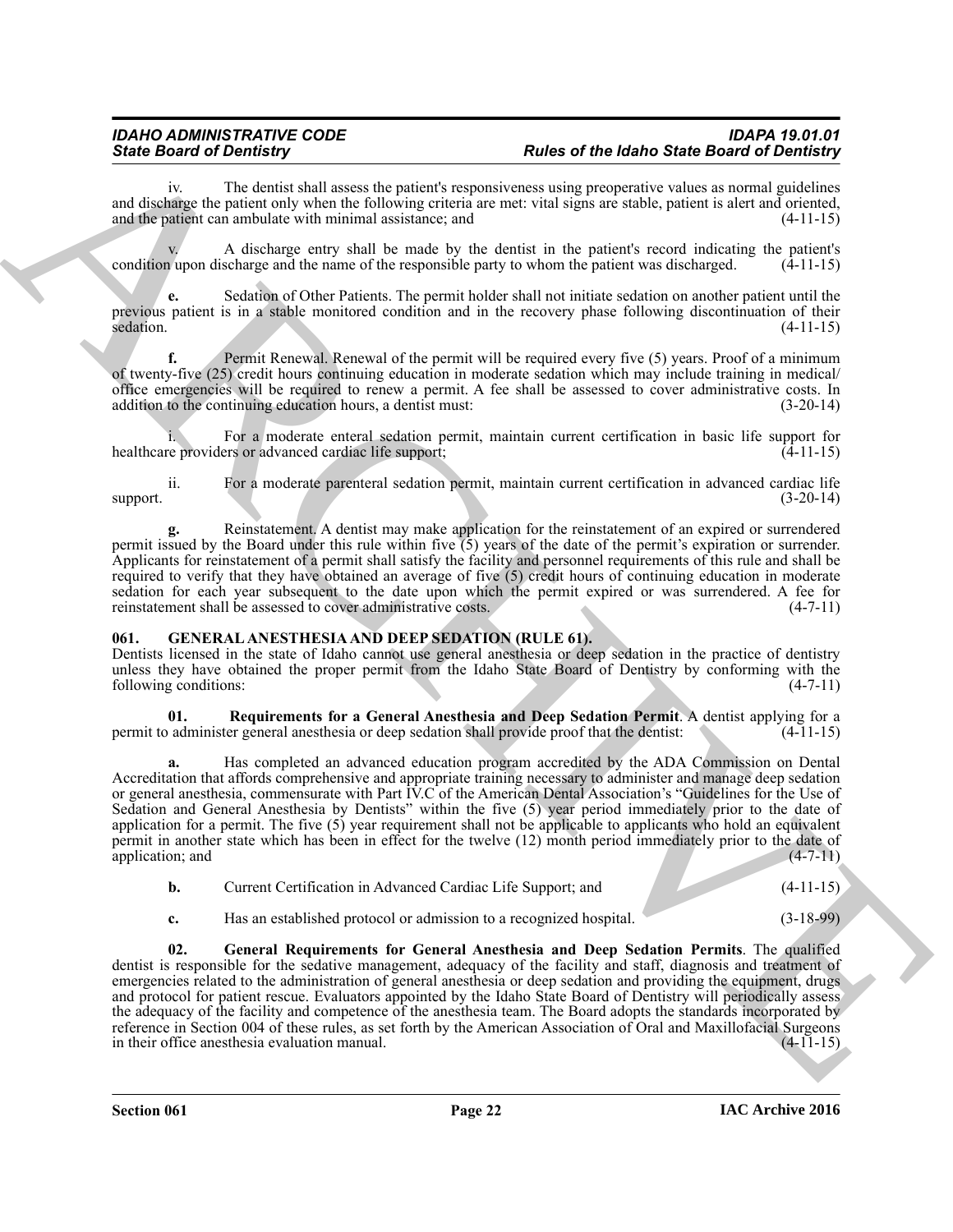iv. The dentist shall assess the patient's responsiveness using preoperative values as normal guidelines and discharge the patient only when the following criteria are met: vital signs are stable, patient is alert and oriented, and the patient can ambulate with minimal assistance; and (4-11-15)

v. A discharge entry shall be made by the dentist in the patient's record indicating the patient's condition upon discharge and the name of the responsible party to whom the patient was discharged. (4-11-15)

**e.** Sedation of Other Patients. The permit holder shall not initiate sedation on another patient until the previous patient is in a stable monitored condition and in the recovery phase following discontinuation of their sedation. (4-11-15)

**f.** Permit Renewal. Renewal of the permit will be required every five (5) years. Proof of a minimum of twenty-five (25) credit hours continuing education in moderate sedation which may include training in medical/ office emergencies will be required to renew a permit. A fee shall be assessed to cover administrative costs. In addition to the continuing education hours, a dentist must: (3-20-14)

i. For a moderate enteral sedation permit, maintain current certification in basic life support for healthcare providers or advanced cardiac life support; (4-11-15)

ii. For a moderate parenteral sedation permit, maintain current certification in advanced cardiac life support. (3-20-14)

**g.** Reinstatement. A dentist may make application for the reinstatement of an expired or surrendered permit issued by the Board under this rule within five (5) years of the date of the permit's expiration or surrender. Applicants for reinstatement of a permit shall satisfy the facility and personnel requirements of this rule and shall be required to verify that they have obtained an average of five (5) credit hours of continuing education in moderate sedation for each year subsequent to the date upon which the permit expired or was surrendered. A fee for reinstatement shall be assessed to cover administrative costs. (4-7-11)

## 061. GENERAL ANESTHESIA AND DEEP SEDATION (RULE 61).

Dentists licensed in the state of Idaho cannot use general anesthesia or deep sedation in the practice of dentistry unless they have obtained the proper permit from the Idaho State Board of Dentistry by conforming with the following conditions: (4-7-11)

**01. Requirements for a General Anesthesia and Deep Sedation Permit**. A dentist applying for a permit to administer general anesthesia or deep sedation shall provide proof that the dentist: (4-11-15)

**a.** Has completed an advanced education program accredited by the ADA Commission on Dental Accreditation that affords comprehensive and appropriate training necessary to administer and manage deep sedation or general anesthesia, commensurate with Part IV.C of the American Dental Association's "Guidelines for the Use of Sedation and General Anesthesia by Dentists" within the five (5) year period immediately prior to the date of application for a permit. The five (5) year requirement shall not be applicable to applicants who hold an equivalent permit in another state which has been in effect for the twelve (12) month period immediately prior to the date of application; and (4-7-11)

**b.** Current Certification in Advanced Cardiac Life Support; and (4-11-15)

**c.** Has an established protocol or admission to a recognized hospital. (3-18-99)

**02. General Requirements for General Anesthesia and Deep Sedation Permits**. The qualified dentist is responsible for the sedative management, adequacy of the facility and staff, diagnosis and treatment of emergencies related to the administration of general anesthesia or deep sedation and providing the equipment, drugs and protocol for patient rescue. Evaluators appointed by the Idaho State Board of Dentistry will periodically assess the adequacy of the facility and competence of the anesthesia team. The Board adopts the standards incorporated by reference in Section 004 of these rules, as set forth by the American Association of Oral and Maxillofacial Surgeons in their office anesthesia evaluation manual. (4-11-15)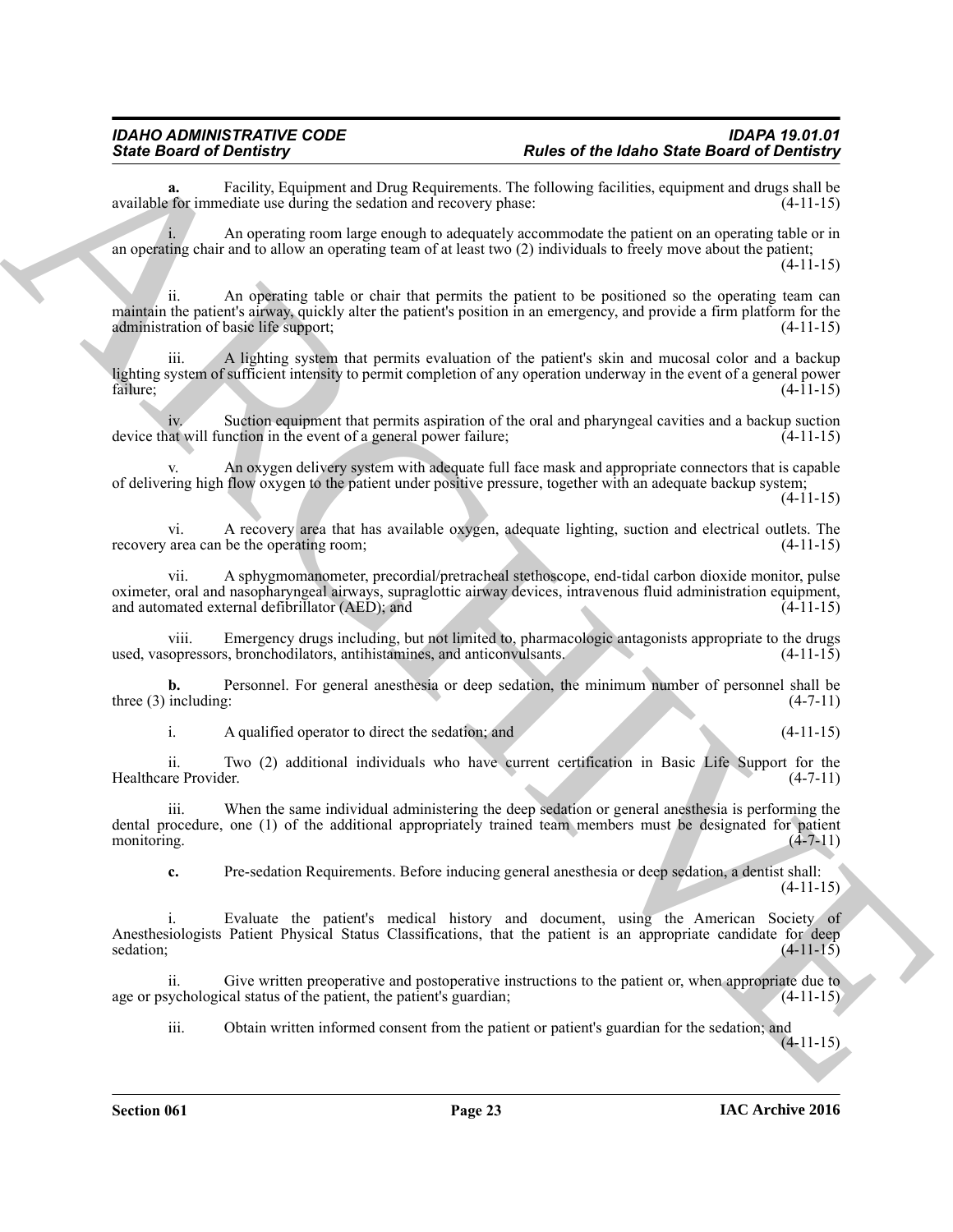**a.** Facility, Equipment and Drug Requirements. The following facilities, equipment and drugs shall be available for immediate use during the sedation and recovery phase: (4-11-15)

i. An operating room large enough to adequately accommodate the patient on an operating table or in an operating chair and to allow an operating team of at least two (2) individuals to freely move about the patient; (4-11-15)

ii. An operating table or chair that permits the patient to be positioned so the operating team can maintain the patient's airway, quickly alter the patient's position in an emergency, and provide a firm platform for the administration of basic life support; (4-11-15)

iii. A lighting system that permits evaluation of the patient's skin and mucosal color and a backup lighting system of sufficient intensity to permit completion of any operation underway in the event of a general power failure; (4-11-15)

iv. Suction equipment that permits aspiration of the oral and pharyngeal cavities and a backup suction device that will function in the event of a general power failure; (4-11-15)

v. An oxygen delivery system with adequate full face mask and appropriate connectors that is capable of delivering high flow oxygen to the patient under positive pressure, together with an adequate backup system; (4-11-15)

vi. A recovery area that has available oxygen, adequate lighting, suction and electrical outlets. The recovery area can be the operating room; (4-11-15)

vii. A sphygmomanometer, precordial/pretracheal stethoscope, end-tidal carbon dioxide monitor, pulse oximeter, oral and nasopharyngeal airways, supraglottic airway devices, intravenous fluid administration equipment, and automated external defibrillator (AED); and (4-11-15)

viii. Emergency drugs including, but not limited to, pharmacologic antagonists appropriate to the drugs used, vasopressors, bronchodilators, antihistamines, and anticonvulsants. (4-11-15)

**b.** Personnel. For general anesthesia or deep sedation, the minimum number of personnel shall be three (3) including: (4-7-11)

i. A qualified operator to direct the sedation; and (4-11-15)

ii. Two (2) additional individuals who have current certification in Basic Life Support for the Healthcare Provider. (4-7-11)

iii. When the same individual administering the deep sedation or general anesthesia is performing the dental procedure, one (1) of the additional appropriately trained team members must be designated for patient monitoring. (4-7-11)

**c.** Pre-sedation Requirements. Before inducing general anesthesia or deep sedation, a dentist shall: (4-11-15)

i. Evaluate the patient's medical history and document, using the American Society of Anesthesiologists Patient Physical Status Classifications, that the patient is an appropriate candidate for deep sedation; (4-11-15)

ii. Give written preoperative and postoperative instructions to the patient or, when appropriate due to age or psychological status of the patient, the patient's guardian; (4-11-15)

iii. Obtain written informed consent from the patient or patient's guardian for the sedation; and (4-11-15)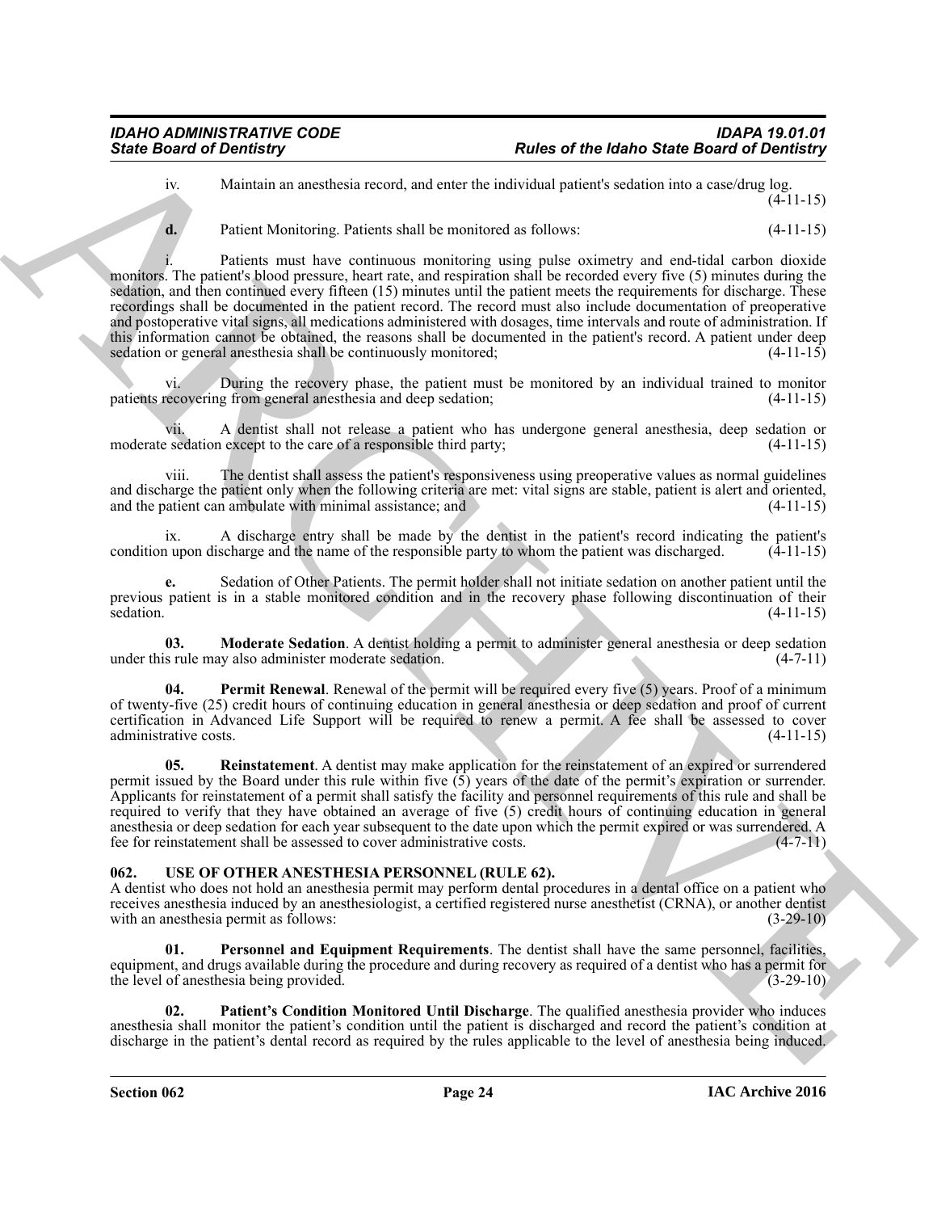iv. Maintain an anesthesia record, and enter the individual patient's sedation into a case/drug log. (4-11-15)

**d.** Patient Monitoring. Patients shall be monitored as follows: (4-11-15)

i. Patients must have continuous monitoring using pulse oximetry and end-tidal carbon dioxide monitors. The patient's blood pressure, heart rate, and respiration shall be recorded every five (5) minutes during the sedation, and then continued every fifteen (15) minutes until the patient meets the requirements for discharge. These recordings shall be documented in the patient record. The record must also include documentation of preoperative and postoperative vital signs, all medications administered with dosages, time intervals and route of administration. If this information cannot be obtained, the reasons shall be documented in the patient's record. A patient under deep sedation or general anesthesia shall be continuously monitored; (4-11-15)

vi. During the recovery phase, the patient must be monitored by an individual trained to monitor patients recovering from general anesthesia and deep sedation; (4-11-15)

vii. A dentist shall not release a patient who has undergone general anesthesia, deep sedation or moderate sedation except to the care of a responsible third party; (4-11-15)

viii. The dentist shall assess the patient's responsiveness using preoperative values as normal guidelines and discharge the patient only when the following criteria are met: vital signs are stable, patient is alert and oriented, and the patient can ambulate with minimal assistance; and (4-11-15)

ix. A discharge entry shall be made by the dentist in the patient's record indicating the patient's condition upon discharge and the name of the responsible party to whom the patient was discharged. (4-11-15)

**e.** Sedation of Other Patients. The permit holder shall not initiate sedation on another patient until the previous patient is in a stable monitored condition and in the recovery phase following discontinuation of their sedation. (4-11-15)

**03. Moderate Sedation**. A dentist holding a permit to administer general anesthesia or deep sedation under this rule may also administer moderate sedation. (4-7-11)

**04. Permit Renewal**. Renewal of the permit will be required every five (5) years. Proof of a minimum of twenty-five (25) credit hours of continuing education in general anesthesia or deep sedation and proof of current certification in Advanced Life Support will be required to renew a permit. A fee shall be assessed to cover administrative costs. (4-11-15)

**05. Reinstatement**. A dentist may make application for the reinstatement of an expired or surrendered permit issued by the Board under this rule within five (5) years of the date of the permit's expiration or surrender. Applicants for reinstatement of a permit shall satisfy the facility and personnel requirements of this rule and shall be required to verify that they have obtained an average of five (5) credit hours of continuing education in general anesthesia or deep sedation for each year subsequent to the date upon which the permit expired or was surrendered. A fee for reinstatement shall be assessed to cover administrative costs. (4-7-11)

## 062. USE OF OTHER ANESTHESIA PERSONNEL (RULE 62).

A dentist who does not hold an anesthesia permit may perform dental procedures in a dental office on a patient who receives anesthesia induced by an anesthesiologist, a certified registered nurse anesthetist (CRNA), or another dentist with an anesthesia permit as follows: (3-29-10)

**01. Personnel and Equipment Requirements**. The dentist shall have the same personnel, facilities, equipment, and drugs available during the procedure and during recovery as required of a dentist who has a permit for the level of anesthesia being provided. (3-29-10)

**02. Patient's Condition Monitored Until Discharge**. The qualified anesthesia provider who induces anesthesia shall monitor the patient's condition until the patient is discharged and record the patient's condition at discharge in the patient's dental record as required by the rules applicable to the level of anesthesia being induced.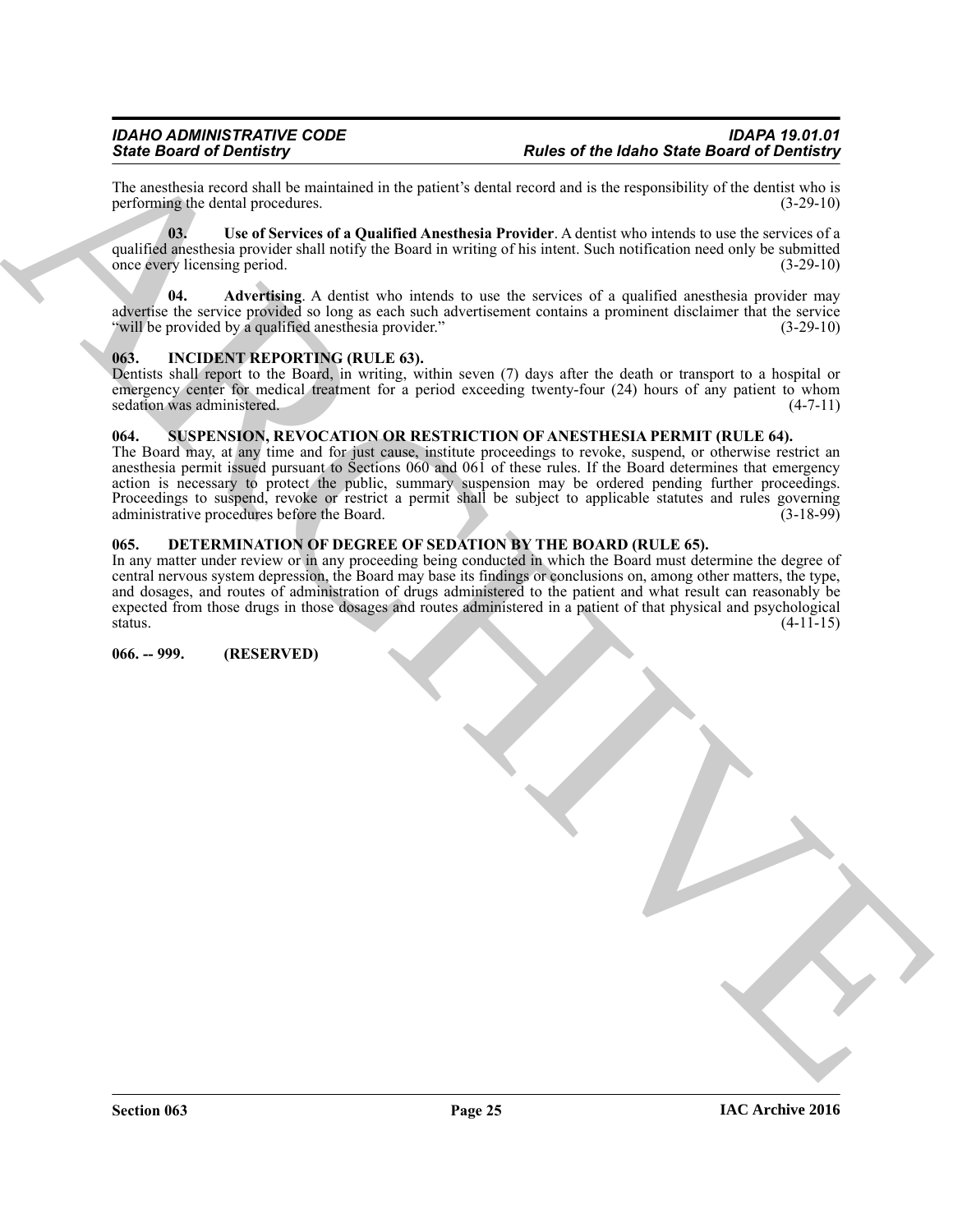The anesthesia record shall be maintained in the patient's dental record and is the responsibility of the dentist who is performing the dental procedures. (3-29-10)

**03. Use of Services of a Qualified Anesthesia Provider**. A dentist who intends to use the services of a qualified anesthesia provider shall notify the Board in writing of his intent. Such notification need only be submitted once every licensing period. (3-29-10)

**04. Advertising**. A dentist who intends to use the services of a qualified anesthesia provider may advertise the service provided so long as each such advertisement contains a prominent disclaimer that the service "will be provided by a qualified anesthesia provider." (3-29-10)

## 063. INCIDENT REPORTING (RULE 63).

Dentists shall report to the Board, in writing, within seven (7) days after the death or transport to a hospital or emergency center for medical treatment for a period exceeding twenty-four (24) hours of any patient to whom sedation was administered. (4-7-11)

## 064. SUSPENSION, REVOCATION OR RESTRICTION OF ANESTHESIA PERMIT (RULE 64).

The Board may, at any time and for just cause, institute proceedings to revoke, suspend, or otherwise restrict an anesthesia permit issued pursuant to Sections 060 and 061 of these rules. If the Board determines that emergency action is necessary to protect the public, summary suspension may be ordered pending further proceedings. Proceedings to suspend, revoke or restrict a permit shall be subject to applicable statutes and rules governing administrative procedures before the Board. (3-18-99)

## 065. DETERMINATION OF DEGREE OF SEDATION BY THE BOARD (RULE 65).

In any matter under review or in any proceeding being conducted in which the Board must determine the degree of central nervous system depression, the Board may base its findings or conclusions on, among other matters, the type, and dosages, and routes of administration of drugs administered to the patient and what result can reasonably be expected from those drugs in those dosages and routes administered in a patient of that physical and psychological status. (4-11-15)

## 066. -- 999. (RESERVED)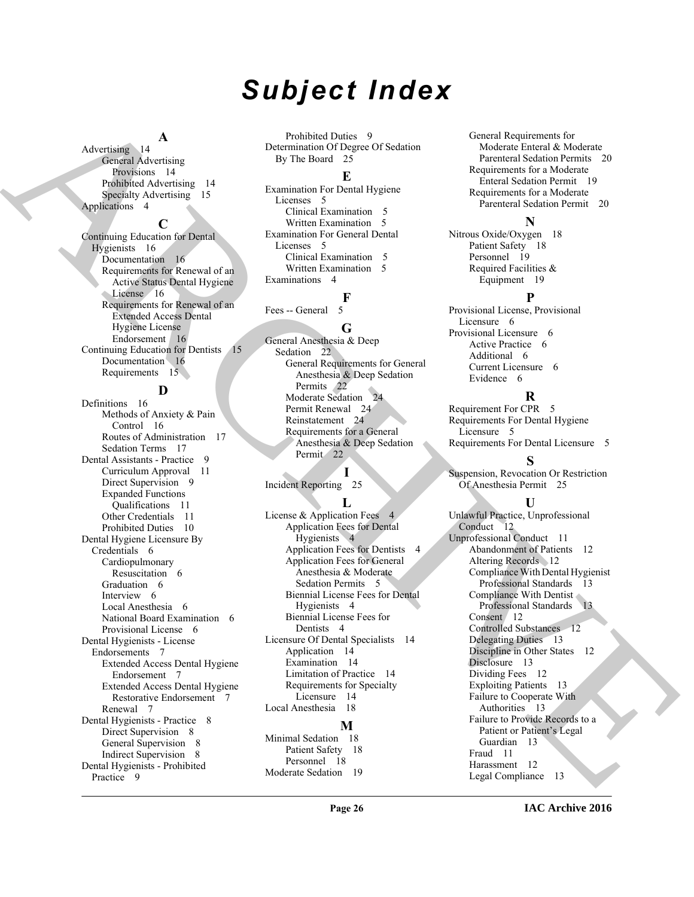# Subject Index

**A**

Advertising 14
- General Advertising Provisions 14
- Prohibited Advertising 14
- Specialty Advertising 15

Applications 4

**C**

Continuing Education for Dental Hygienists 16
- Documentation 16
- Requirements for Renewal of an Active Status Dental Hygiene License 16
- Requirements for Renewal of an Extended Access Dental Hygiene License Endorsement 16

Continuing Education for Dentists 15
- Documentation 16
- Requirements 15

**D**

Definitions 16
- Methods of Anxiety & Pain Control 16
- Routes of Administration 17
- Sedation Terms 17

Dental Assistants - Practice 9
- Curriculum Approval 11
- Direct Supervision 9
- Expanded Functions Qualifications 11
- Other Credentials 11
- Prohibited Duties 10

Dental Hygiene Licensure By Credentials 6
- Cardiopulmonary Resuscitation 6
- Graduation 6
- Interview 6
- Local Anesthesia 6
- National Board Examination 6
- Provisional License 6

Dental Hygienists - License Endorsements 7
- Extended Access Dental Hygiene Endorsement 7
- Extended Access Dental Hygiene Restorative Endorsement 7
- Renewal 7

Dental Hygienists - Practice 8
- Direct Supervision 8
- General Supervision 8
- Indirect Supervision 8

Dental Hygienists - Prohibited Practice 9
- Prohibited Duties 9

Determination Of Degree Of Sedation By The Board 25

**E**

Examination For Dental Hygiene Licenses 5
- Clinical Examination 5
- Written Examination 5

Examination For General Dental Licenses 5
- Clinical Examination 5
- Written Examination 5

Examinations 4

**F**

Fees -- General 5

**G**

General Anesthesia & Deep Sedation 22
- General Requirements for General Anesthesia & Deep Sedation Permits 22
- Moderate Sedation 24
- Permit Renewal 24
- Reinstatement 24
- Requirements for a General Anesthesia & Deep Sedation Permit 22

**I**

Incident Reporting 25

**L**

License & Application Fees 4
- Application Fees for Dental Hygienists 4
- Application Fees for Dentists 4
- Application Fees for General Anesthesia & Moderate Sedation Permits 5
- Biennial License Fees for Dental Hygienists 4
- Biennial License Fees for Dentists 4

Licensure Of Dental Specialists 14
- Application 14
- Examination 14
- Limitation of Practice 14
- Requirements for Specialty Licensure 14

Local Anesthesia 18

**M**

Minimal Sedation 18
- Patient Safety 18
- Personnel 18

Moderate Sedation 19
- General Requirements for Moderate Enteral & Moderate Parenteral Sedation Permits 20
- Requirements for a Moderate Enteral Sedation Permit 19
- Requirements for a Moderate Parenteral Sedation Permit 20

**N**

Nitrous Oxide/Oxygen 18
- Patient Safety 18
- Personnel 19
- Required Facilities & Equipment 19

**P**

Provisional License, Provisional Licensure 6

Provisional Licensure 6
- Active Practice 6
- Additional 6
- Current Licensure 6
- Evidence 6

**R**

Requirement For CPR 5

Requirements For Dental Hygiene Licensure 5

Requirements For Dental Licensure 5

**S**

Suspension, Revocation Or Restriction Of Anesthesia Permit 25

**U**

Unlawful Practice, Unprofessional Conduct 12

Unprofessional Conduct 11
- Abandonment of Patients 12
- Altering Records 12
- Compliance With Dental Hygienist Professional Standards 13
- Compliance With Dentist Professional Standards 13
- Consent 12
- Controlled Substances 12
- Delegating Duties 13
- Discipline in Other States 12
- Disclosure 13
- Dividing Fees 12
- Exploiting Patients 13
- Failure to Cooperate With Authorities 13
- Failure to Provide Records to a Patient or Patient's Legal Guardian 13
- Fraud 11
- Harassment 12
- Legal Compliance 13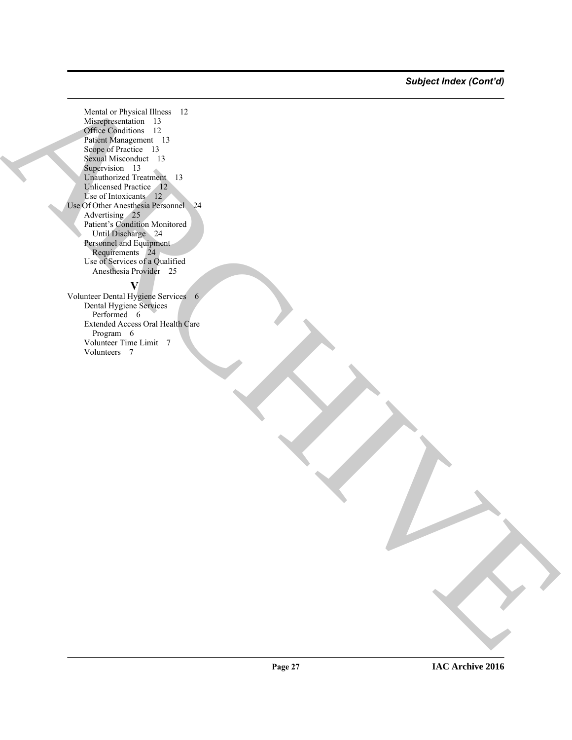Mental or Physical Illness 12
Misrepresentation 13
Office Conditions 12
Patient Management 13
Scope of Practice 13
Sexual Misconduct 13
Supervision 13
Unauthorized Treatment 13
Unlicensed Practice 12
Use of Intoxicants 12

Use Of Other Anesthesia Personnel 24
Advertising 25
Patient's Condition Monitored Until Discharge 24
Personnel and Equipment Requirements 24
Use of Services of a Qualified Anesthesia Provider 25

**V**

Volunteer Dental Hygiene Services 6
Dental Hygiene Services Performed 6
Extended Access Oral Health Care Program 6
Volunteer Time Limit 7
Volunteers 7